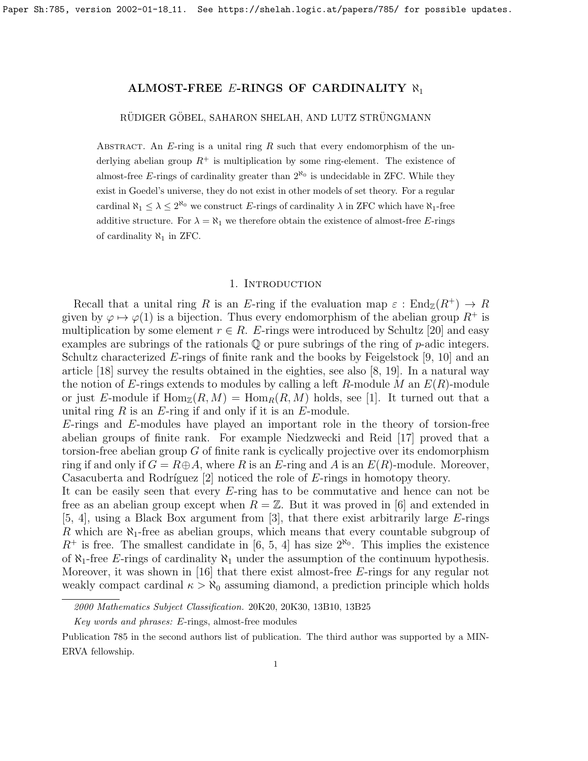# ALMOST-FREE $E$-RINGS OF CARDINALITY $\aleph_1$

RÜDIGER GÖBEL, SAHARON SHELAH, AND LUTZ STRÜNGMANN

Abstract. An $E$-ring is a unital ring $R$ such that every endomorphism of the underlying abelian group $R^+$ is multiplication by some ring-element. The existence of almost-free $E$-rings of cardinality greater than $2^{\aleph_0}$ is undecidable in ZFC. While they exist in Goedel's universe, they do not exist in other models of set theory. For a regular cardinal $\aleph_1 \leq \lambda \leq 2^{\aleph_0}$ we construct $E$-rings of cardinality $\lambda$ in ZFC which have $\aleph_1$-free additive structure. For $\lambda = \aleph_1$ we therefore obtain the existence of almost-free $E$-rings of cardinality $\aleph_1$ in ZFC.

## 1. Introduction

Recall that a unital ring $R$ is an $E$-ring if the evaluation map $\varepsilon : \operatorname{End}_{\mathbb{Z}}(R^+) \to R$ given by $\varphi \mapsto \varphi(1)$ is a bijection. Thus every endomorphism of the abelian group $R^+$ is multiplication by some element $r \in R$. $E$-rings were introduced by Schultz [20] and easy examples are subrings of the rationals $\mathbb{Q}$ or pure subrings of the ring of $p$-adic integers. Schultz characterized $E$-rings of finite rank and the books by Feigelstock [9, 10] and an article [18] survey the results obtained in the eighties, see also [8, 19]. In a natural way the notion of $E$-rings extends to modules by calling a left $R$-module $M$ an $E(R)$-module or just $E$-module if $\operatorname{Hom}_{\mathbb{Z}}(R, M) = \operatorname{Hom}_R(R, M)$ holds, see [1]. It turned out that a unital ring $R$ is an $E$-ring if and only if it is an $E$-module.

$E$-rings and $E$-modules have played an important role in the theory of torsion-free abelian groups of finite rank. For example Niedzwecki and Reid [17] proved that a torsion-free abelian group $G$ of finite rank is cyclically projective over its endomorphism ring if and only if $G = R \oplus A$, where $R$ is an $E$-ring and $A$ is an $E(R)$-module. Moreover, Casacuberta and Rodríguez [2] noticed the role of $E$-rings in homotopy theory.

It can be easily seen that every $E$-ring has to be commutative and hence can not be free as an abelian group except when $R = \mathbb{Z}$. But it was proved in [6] and extended in [5, 4], using a Black Box argument from [3], that there exist arbitrarily large $E$-rings $R$ which are $\aleph_1$-free as abelian groups, which means that every countable subgroup of $R^+$ is free. The smallest candidate in [6, 5, 4] has size $2^{\aleph_0}$. This implies the existence of $\aleph_1$-free $E$-rings of cardinality $\aleph_1$ under the assumption of the continuum hypothesis. Moreover, it was shown in [16] that there exist almost-free $E$-rings for any regular not weakly compact cardinal $\kappa > \aleph_0$ assuming diamond, a prediction principle which holds

*2000 Mathematics Subject Classification.* 20K20, 20K30, 13B10, 13B25

*Key words and phrases:* $E$-rings, almost-free modules

Publication 785 in the second authors list of publication. The third author was supported by a MINERVA fellowship.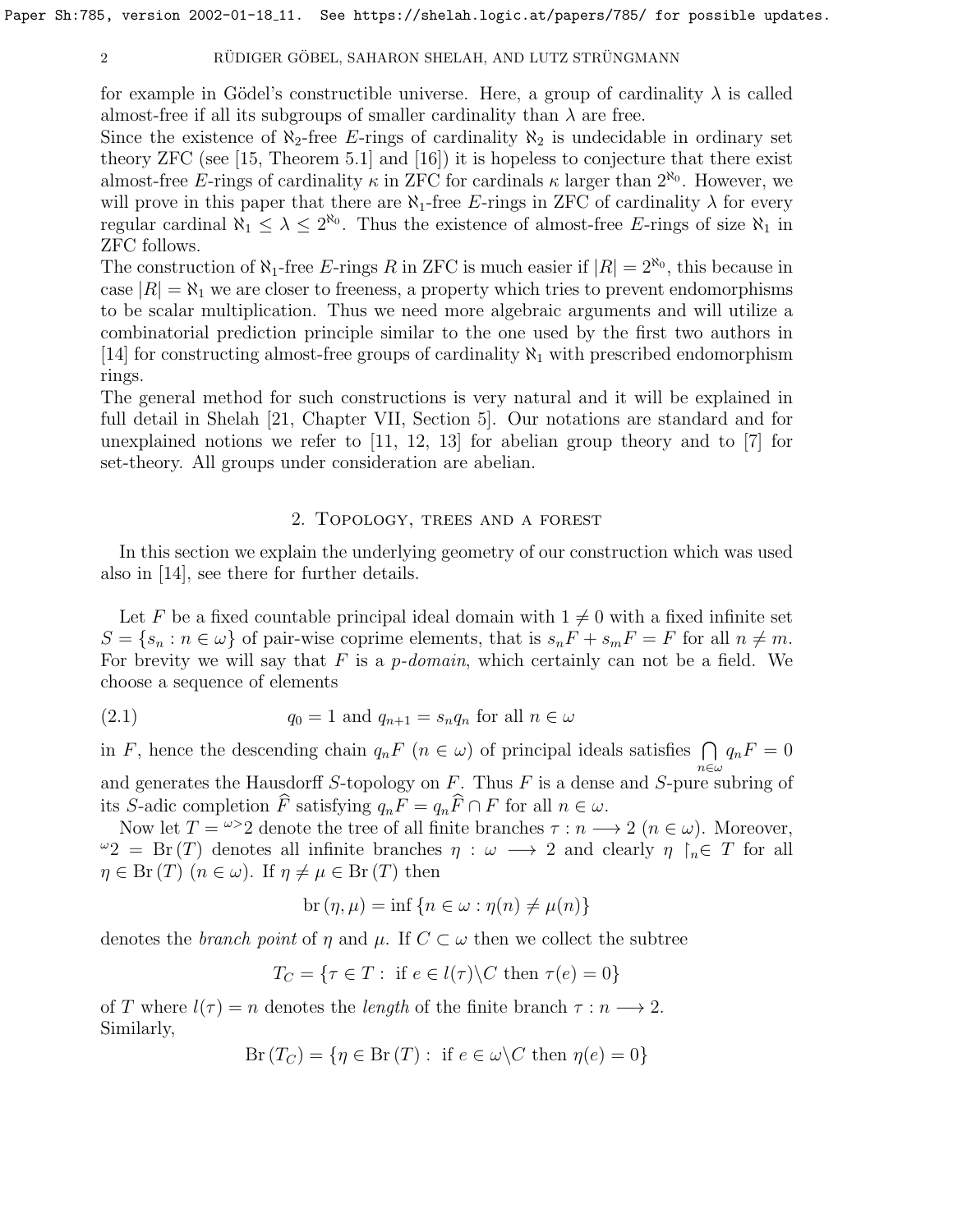for example in Gödel's constructible universe. Here, a group of cardinality $\lambda$ is called almost-free if all its subgroups of smaller cardinality than $\lambda$ are free.
Since the existence of $\aleph_2$-free $E$-rings of cardinality $\aleph_2$ is undecidable in ordinary set theory ZFC (see [15, Theorem 5.1] and [16]) it is hopeless to conjecture that there exist almost-free $E$-rings of cardinality $\kappa$ in ZFC for cardinals $\kappa$ larger than $2^{\aleph_0}$. However, we will prove in this paper that there are $\aleph_1$-free $E$-rings in ZFC of cardinality $\lambda$ for every regular cardinal $\aleph_1 \leq \lambda \leq 2^{\aleph_0}$. Thus the existence of almost-free $E$-rings of size $\aleph_1$ in ZFC follows.
The construction of $\aleph_1$-free $E$-rings $R$ in ZFC is much easier if $|R| = 2^{\aleph_0}$, this because in case $|R| = \aleph_1$ we are closer to freeness, a property which tries to prevent endomorphisms to be scalar multiplication. Thus we need more algebraic arguments and will utilize a combinatorial prediction principle similar to the one used by the first two authors in [14] for constructing almost-free groups of cardinality $\aleph_1$ with prescribed endomorphism rings.
The general method for such constructions is very natural and it will be explained in full detail in Shelah [21, Chapter VII, Section 5]. Our notations are standard and for unexplained notions we refer to [11, 12, 13] for abelian group theory and to [7] for set-theory. All groups under consideration are abelian.

## 2. Topology, trees and a forest

In this section we explain the underlying geometry of our construction which was used also in [14], see there for further details.

Let $F$ be a fixed countable principal ideal domain with $1 \neq 0$ with a fixed infinite set $S = \{s_n : n \in \omega\}$ of pair-wise coprime elements, that is $s_nF + s_mF = F$ for all $n \neq m$. For brevity we will say that $F$ is a *p-domain*, which certainly can not be a field. We choose a sequence of elements

$$q_0 = 1 \text{ and } q_{n+1} = s_n q_n \text{ for all } n \in \omega \tag{2.1}$$

in $F$, hence the descending chain $q_nF$ $(n \in \omega)$ of principal ideals satisfies $\bigcap_{n\in\omega} q_nF = 0$ and generates the Hausdorff $S$-topology on $F$. Thus $F$ is a dense and $S$-pure subring of its $S$-adic completion $\widehat{F}$ satisfying $q_nF = q_n\widehat{F} \cap F$ for all $n \in \omega$.

Now let $T = {}^{\omega>}2$ denote the tree of all finite branches $\tau : n \longrightarrow 2$ $(n \in \omega)$. Moreover, ${}^{\omega}2 = \operatorname{Br}(T)$ denotes all infinite branches $\eta : \omega \longrightarrow 2$ and clearly $\eta \restriction_n \in T$ for all $\eta \in \operatorname{Br}(T)$ $(n \in \omega)$. If $\eta \neq \mu \in \operatorname{Br}(T)$ then

$$\operatorname{br}(\eta, \mu) = \inf\{n \in \omega : \eta(n) \neq \mu(n)\}$$

denotes the *branch point* of $\eta$ and $\mu$. If $C \subset \omega$ then we collect the subtree

$$T_C = \{\tau \in T : \text{ if } e \in l(\tau)\backslash C \text{ then } \tau(e) = 0\}$$

of $T$ where $l(\tau) = n$ denotes the *length* of the finite branch $\tau : n \longrightarrow 2$.
Similarly,

$$\operatorname{Br}(T_C) = \{\eta \in \operatorname{Br}(T) : \text{ if } e \in \omega\backslash C \text{ then } \eta(e) = 0\}$$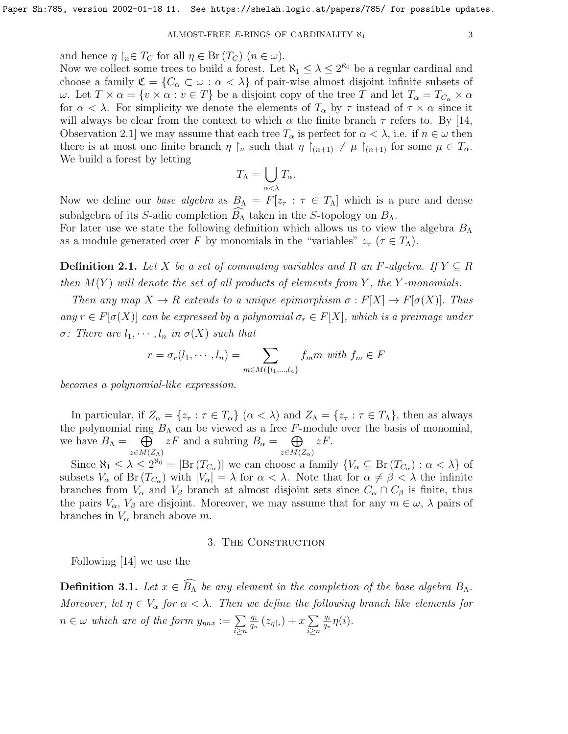and hence $\eta\restriction_n \in T_C$ for all $\eta \in \operatorname{Br}(T_C)$ $(n \in \omega)$.
Now we collect some trees to build a forest. Let $\aleph_1 \leq \lambda \leq 2^{\aleph_0}$ be a regular cardinal and choose a family $\mathfrak{C} = \{C_\alpha \subset \omega : \alpha < \lambda\}$ of pair-wise almost disjoint infinite subsets of $\omega$. Let $T \times \alpha = \{v \times \alpha : v \in T\}$ be a disjoint copy of the tree $T$ and let $T_\alpha = T_{C_\alpha} \times \alpha$ for $\alpha < \lambda$. For simplicity we denote the elements of $T_\alpha$ by $\tau$ instead of $\tau \times \alpha$ since it will always be clear from the context to which $\alpha$ the finite branch $\tau$ refers to. By [14, Observation 2.1] we may assume that each tree $T_\alpha$ is perfect for $\alpha < \lambda$, i.e. if $n \in \omega$ then there is at most one finite branch $\eta\restriction_n$ such that $\eta\restriction_{(n+1)} \neq \mu\restriction_{(n+1)}$ for some $\mu \in T_\alpha$. We build a forest by letting

$$T_\Lambda = \bigcup_{\alpha<\lambda} T_\alpha.$$

Now we define our *base algebra* as $B_\Lambda = F[z_\tau : \tau \in T_\Lambda]$ which is a pure and dense subalgebra of its $S$-adic completion $\widehat{B_\Lambda}$ taken in the $S$-topology on $B_\Lambda$.
For later use we state the following definition which allows us to view the algebra $B_\Lambda$ as a module generated over $F$ by monomials in the "variables" $z_\tau$ $(\tau \in T_\Lambda)$.

**Definition 2.1.** *Let $X$ be a set of commuting variables and $R$ an $F$-algebra. If $Y \subseteq R$ then $M(Y)$ will denote the set of all products of elements from $Y$, the $Y$-monomials.*

*Then any map $X \to R$ extends to a unique epimorphism $\sigma : F[X] \to F[\sigma(X)]$. Thus any $r \in F[\sigma(X)]$ can be expressed by a polynomial $\sigma_r \in F[X]$, which is a preimage under $\sigma$: There are $l_1, \cdots, l_n$ in $\sigma(X)$ such that*

$$r = \sigma_r(l_1, \cdots, l_n) = \sum_{m \in M(\{l_1,\ldots,l_n\})} f_m m \text{ with } f_m \in F$$

*becomes a polynomial-like expression.*

In particular, if $Z_\alpha = \{z_\tau : \tau \in T_\alpha\}$ $(\alpha < \lambda)$ and $Z_\Lambda = \{z_\tau : \tau \in T_\Lambda\}$, then as always the polynomial ring $B_\Lambda$ can be viewed as a free $F$-module over the basis of monomial, we have $B_\Lambda = \bigoplus_{z \in M(Z_\Lambda)} zF$ and a subring $B_\alpha = \bigoplus_{z \in M(Z_\alpha)} zF$.

Since $\aleph_1 \leq \lambda \leq 2^{\aleph_0} = |\operatorname{Br}(T_{C_\alpha})|$ we can choose a family $\{V_\alpha \subseteq \operatorname{Br}(T_{C_\alpha}) : \alpha < \lambda\}$ of subsets $V_\alpha$ of $\operatorname{Br}(T_{C_\alpha})$ with $|V_\alpha| = \lambda$ for $\alpha < \lambda$. Note that for $\alpha \neq \beta < \lambda$ the infinite branches from $V_\alpha$ and $V_\beta$ branch at almost disjoint sets since $C_\alpha \cap C_\beta$ is finite, thus the pairs $V_\alpha$, $V_\beta$ are disjoint. Moreover, we may assume that for any $m \in \omega$, $\lambda$ pairs of branches in $V_\alpha$ branch above $m$.

## 3. The Construction

Following [14] we use the

**Definition 3.1.** *Let $x \in \widehat{B_\Lambda}$ be any element in the completion of the base algebra $B_\Lambda$. Moreover, let $\eta \in V_\alpha$ for $\alpha < \lambda$. Then we define the following branch like elements for $n \in \omega$ which are of the form $y_{\eta n x} := \sum_{i \geq n} \frac{q_i}{q_n}(z_{\eta\restriction_i}) + x \sum_{i \geq n} \frac{q_i}{q_n} \eta(i)$.*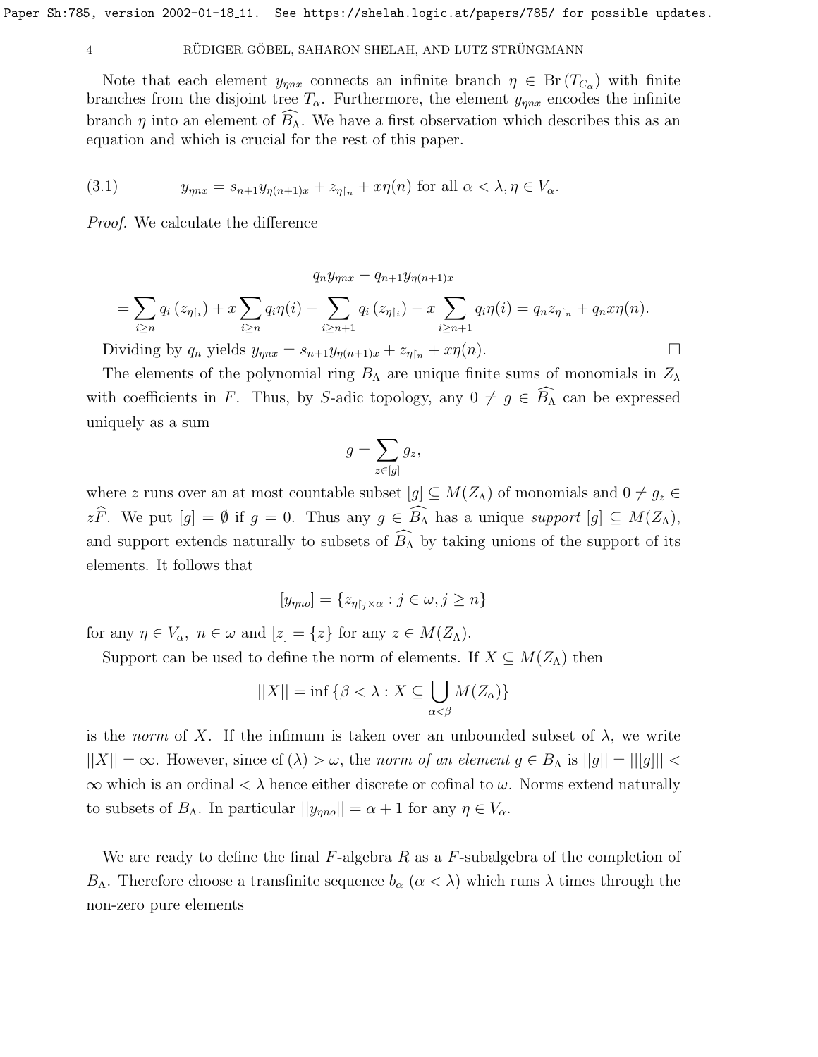Note that each element $y_{\eta n x}$ connects an infinite branch $\eta \in \operatorname{Br}(T_{C_\alpha})$ with finite branches from the disjoint tree $T_\alpha$. Furthermore, the element $y_{\eta n x}$ encodes the infinite branch $\eta$ into an element of $\widehat{B_\Lambda}$. We have a first observation which describes this as an equation and which is crucial for the rest of this paper.

$$y_{\eta n x} = s_{n+1} y_{\eta(n+1)x} + z_{\eta\restriction_n} + x\eta(n) \text{ for all } \alpha < \lambda, \eta \in V_\alpha. \tag{3.1}$$

*Proof.* We calculate the difference

$$q_n y_{\eta n x} - q_{n+1} y_{\eta(n+1)x}$$

$$= \sum_{i \geq n} q_i \left(z_{\eta\restriction_i}\right) + x \sum_{i \geq n} q_i \eta(i) - \sum_{i \geq n+1} q_i \left(z_{\eta\restriction_i}\right) - x \sum_{i \geq n+1} q_i \eta(i) = q_n z_{\eta\restriction_n} + q_n x \eta(n).$$

Dividing by $q_n$ yields $y_{\eta n x} = s_{n+1} y_{\eta(n+1)x} + z_{\eta\restriction_n} + x\eta(n)$. $\square$

The elements of the polynomial ring $B_\Lambda$ are unique finite sums of monomials in $Z_\lambda$ with coefficients in $F$. Thus, by $S$-adic topology, any $0 \neq g \in \widehat{B_\Lambda}$ can be expressed uniquely as a sum

$$g = \sum_{z \in [g]} g_z,$$

where $z$ runs over an at most countable subset $[g] \subseteq M(Z_\Lambda)$ of monomials and $0 \neq g_z \in z\widehat{F}$. We put $[g] = \emptyset$ if $g = 0$. Thus any $g \in \widehat{B_\Lambda}$ has a unique *support* $[g] \subseteq M(Z_\Lambda)$, and support extends naturally to subsets of $\widehat{B_\Lambda}$ by taking unions of the support of its elements. It follows that

$$[y_{\eta n o}] = \{z_{\eta\restriction_j \times \alpha} : j \in \omega, j \geq n\}$$

for any $\eta \in V_\alpha$, $n \in \omega$ and $[z] = \{z\}$ for any $z \in M(Z_\Lambda)$.

Support can be used to define the norm of elements. If $X \subseteq M(Z_\Lambda)$ then

$$||X|| = \inf \{\beta < \lambda : X \subseteq \bigcup_{\alpha < \beta} M(Z_\alpha)\}$$

is the *norm* of $X$. If the infimum is taken over an unbounded subset of $\lambda$, we write $||X|| = \infty$. However, since $\operatorname{cf}(\lambda) > \omega$, the *norm of an element* $g \in B_\Lambda$ is $||g|| = ||[g]|| < \infty$ which is an ordinal $< \lambda$ hence either discrete or cofinal to $\omega$. Norms extend naturally to subsets of $B_\Lambda$. In particular $||y_{\eta n o}|| = \alpha + 1$ for any $\eta \in V_\alpha$.

We are ready to define the final $F$-algebra $R$ as a $F$-subalgebra of the completion of $B_\Lambda$. Therefore choose a transfinite sequence $b_\alpha$ $(\alpha < \lambda)$ which runs $\lambda$ times through the non-zero pure elements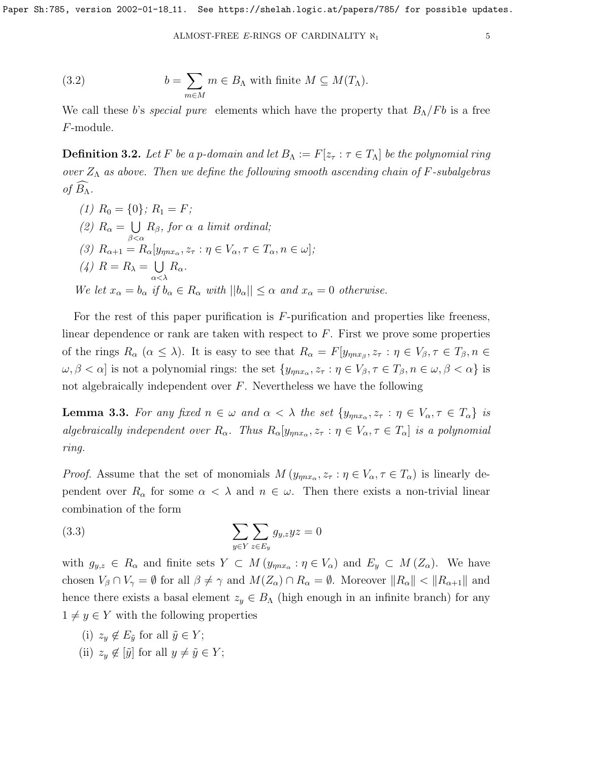$$b = \sum_{m \in M} m \in B_\Lambda \text{ with finite } M \subseteq M(T_\Lambda). \tag{3.2}$$

We call these $b$'s *special pure* elements which have the property that $B_\Lambda/Fb$ is a free $F$-module.

**Definition 3.2.** *Let $F$ be a p-domain and let $B_\Lambda := F[z_\tau : \tau \in T_\Lambda]$ be the polynomial ring over $Z_\Lambda$ as above. Then we define the following smooth ascending chain of $F$-subalgebras of $\widehat{B_\Lambda}$.*

*(1) $R_0 = \{0\}$; $R_1 = F$;*

*(2) $R_\alpha = \bigcup\limits_{\beta<\alpha} R_\beta$, for $\alpha$ a limit ordinal;*

*(3) $R_{\alpha+1} = R_\alpha[y_{\eta n x_\alpha}, z_\tau : \eta \in V_\alpha, \tau \in T_\alpha, n \in \omega]$;*

*(4) $R = R_\lambda = \bigcup\limits_{\alpha<\lambda} R_\alpha$.*

*We let $x_\alpha = b_\alpha$ if $b_\alpha \in R_\alpha$ with $||b_\alpha|| \leq \alpha$ and $x_\alpha = 0$ otherwise.*

For the rest of this paper purification is $F$-purification and properties like freeness, linear dependence or rank are taken with respect to $F$. First we prove some properties of the rings $R_\alpha$ ($\alpha \leq \lambda$). It is easy to see that $R_\alpha = F[y_{\eta n x_\beta}, z_\tau : \eta \in V_\beta, \tau \in T_\beta, n \in \omega, \beta < \alpha]$ is not a polynomial rings: the set $\{y_{\eta n x_\alpha}, z_\tau : \eta \in V_\beta, \tau \in T_\beta, n \in \omega, \beta < \alpha\}$ is not algebraically independent over $F$. Nevertheless we have the following

**Lemma 3.3.** *For any fixed $n \in \omega$ and $\alpha < \lambda$ the set $\{y_{\eta n x_\alpha}, z_\tau : \eta \in V_\alpha, \tau \in T_\alpha\}$ is algebraically independent over $R_\alpha$. Thus $R_\alpha[y_{\eta n x_\alpha}, z_\tau : \eta \in V_\alpha, \tau \in T_\alpha]$ is a polynomial ring.*

*Proof.* Assume that the set of monomials $M\left(y_{\eta n x_\alpha}, z_\tau : \eta \in V_\alpha, \tau \in T_\alpha\right)$ is linearly dependent over $R_\alpha$ for some $\alpha < \lambda$ and $n \in \omega$. Then there exists a non-trivial linear combination of the form

$$\sum_{y \in Y} \sum_{z \in E_y} g_{y,z} yz = 0 \tag{3.3}$$

with $g_{y,z} \in R_\alpha$ and finite sets $Y \subset M\left(y_{\eta n x_\alpha} : \eta \in V_\alpha\right)$ and $E_y \subset M\left(Z_\alpha\right)$. We have chosen $V_\beta \cap V_\gamma = \emptyset$ for all $\beta \neq \gamma$ and $M(Z_\alpha) \cap R_\alpha = \emptyset$. Moreover $\|R_\alpha\| < \|R_{\alpha+1}\|$ and hence there exists a basal element $z_y \in B_\Lambda$ (high enough in an infinite branch) for any $1 \neq y \in Y$ with the following properties

(i) $z_y \notin E_{\tilde{y}}$ for all $\tilde{y} \in Y$;

(ii) $z_y \notin [\tilde{y}]$ for all $y \neq \tilde{y} \in Y$;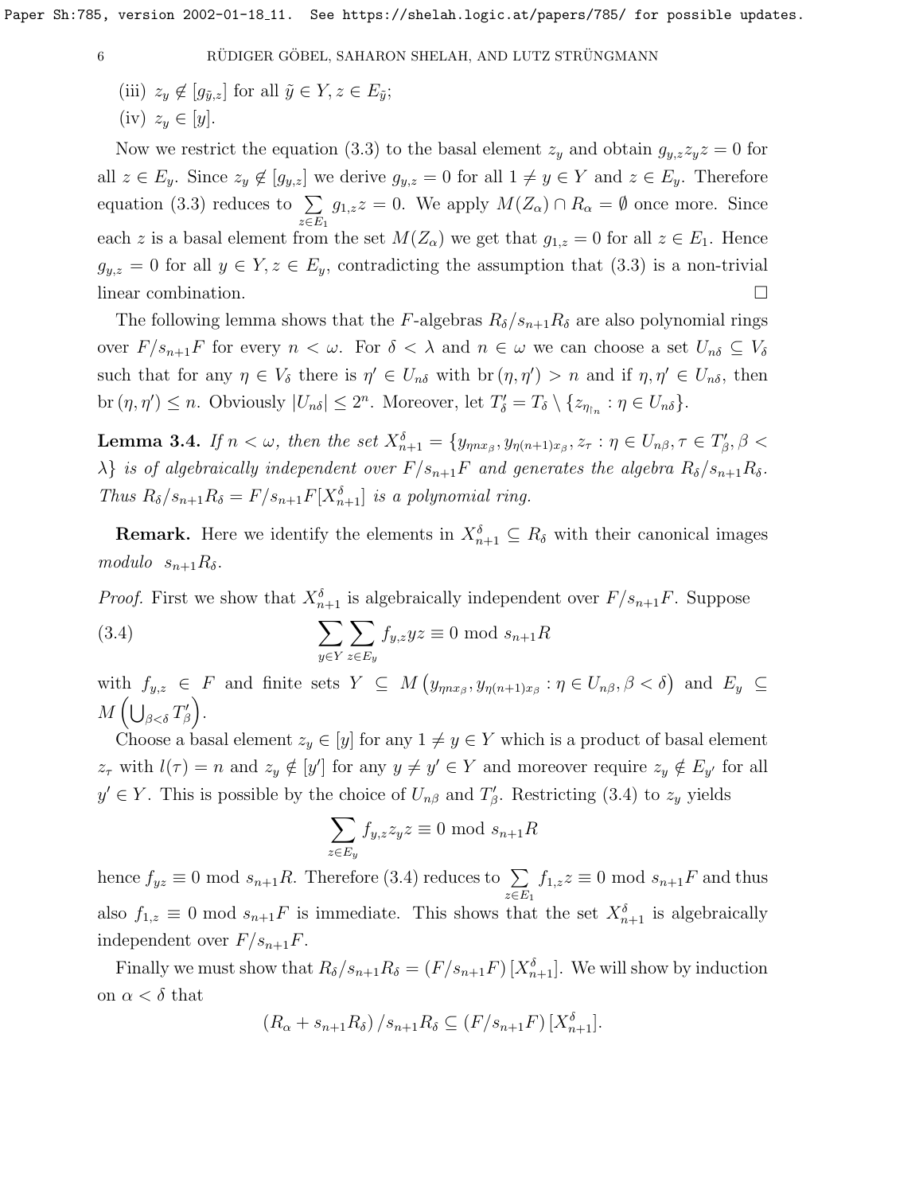(iii) $z_y \notin [g_{\tilde{y},z}]$ for all $\tilde{y} \in Y, z \in E_{\tilde{y}}$;

(iv) $z_y \in [y]$.

Now we restrict the equation (3.3) to the basal element $z_y$ and obtain $g_{y,z} z_y z = 0$ for all $z \in E_y$. Since $z_y \notin [g_{y,z}]$ we derive $g_{y,z} = 0$ for all $1 \neq y \in Y$ and $z \in E_y$. Therefore equation (3.3) reduces to $\sum_{z \in E_1} g_{1,z} z = 0$. We apply $M(Z_\alpha) \cap R_\alpha = \emptyset$ once more. Since each $z$ is a basal element from the set $M(Z_\alpha)$ we get that $g_{1,z} = 0$ for all $z \in E_1$. Hence $g_{y,z} = 0$ for all $y \in Y, z \in E_y$, contradicting the assumption that (3.3) is a non-trivial linear combination. □

The following lemma shows that the $F$-algebras $R_\delta / s_{n+1} R_\delta$ are also polynomial rings over $F/s_{n+1}F$ for every $n < \omega$. For $\delta < \lambda$ and $n \in \omega$ we can choose a set $U_{n\delta} \subseteq V_\delta$ such that for any $\eta \in V_\delta$ there is $\eta' \in U_{n\delta}$ with $\mathrm{br}(\eta, \eta') > n$ and if $\eta, \eta' \in U_{n\delta}$, then $\mathrm{br}(\eta, \eta') \leq n$. Obviously $|U_{n\delta}| \leq 2^n$. Moreover, let $T'_\delta = T_\delta \setminus \{z_{\eta_{\restriction n}} : \eta \in U_{n\delta}\}$.

**Lemma 3.4.** *If $n < \omega$, then the set $X^\delta_{n+1} = \{y_{\eta n x_\beta}, y_{\eta (n+1) x_\beta}, z_\tau : \eta \in U_{n\beta}, \tau \in T'_\beta, \beta < \lambda\}$ is of algebraically independent over $F/s_{n+1}F$ and generates the algebra $R_\delta / s_{n+1} R_\delta$. Thus $R_\delta / s_{n+1} R_\delta = F/s_{n+1}F[X^\delta_{n+1}]$ is a polynomial ring.*

**Remark.** Here we identify the elements in $X^\delta_{n+1} \subseteq R_\delta$ with their canonical images *modulo* $s_{n+1} R_\delta$.

*Proof.* First we show that $X^\delta_{n+1}$ is algebraically independent over $F/s_{n+1}F$. Suppose

$$\sum_{y \in Y} \sum_{z \in E_y} f_{y,z} y z \equiv 0 \bmod s_{n+1} R \tag{3.4}$$

with $f_{y,z} \in F$ and finite sets $Y \subseteq M\left(y_{\eta n x_\beta}, y_{\eta (n+1) x_\beta} : \eta \in U_{n\beta}, \beta < \delta\right)$ and $E_y \subseteq M\left(\bigcup_{\beta < \delta} T'_\beta\right)$.

Choose a basal element $z_y \in [y]$ for any $1 \neq y \in Y$ which is a product of basal element $z_\tau$ with $l(\tau) = n$ and $z_y \notin [y']$ for any $y \neq y' \in Y$ and moreover require $z_y \notin E_{y'}$ for all $y' \in Y$. This is possible by the choice of $U_{n\beta}$ and $T'_\beta$. Restricting (3.4) to $z_y$ yields

$$\sum_{z \in E_y} f_{y,z} z_y z \equiv 0 \bmod s_{n+1} R$$

hence $f_{yz} \equiv 0 \bmod s_{n+1} R$. Therefore (3.4) reduces to $\sum_{z \in E_1} f_{1,z} z \equiv 0 \bmod s_{n+1} F$ and thus also $f_{1,z} \equiv 0 \bmod s_{n+1} F$ is immediate. This shows that the set $X^\delta_{n+1}$ is algebraically independent over $F/s_{n+1}F$.

Finally we must show that $R_\delta / s_{n+1} R_\delta = (F/s_{n+1}F)[X^\delta_{n+1}]$. We will show by induction on $\alpha < \delta$ that

$$(R_\alpha + s_{n+1} R_\delta) / s_{n+1} R_\delta \subseteq (F/s_{n+1}F)[X^\delta_{n+1}].$$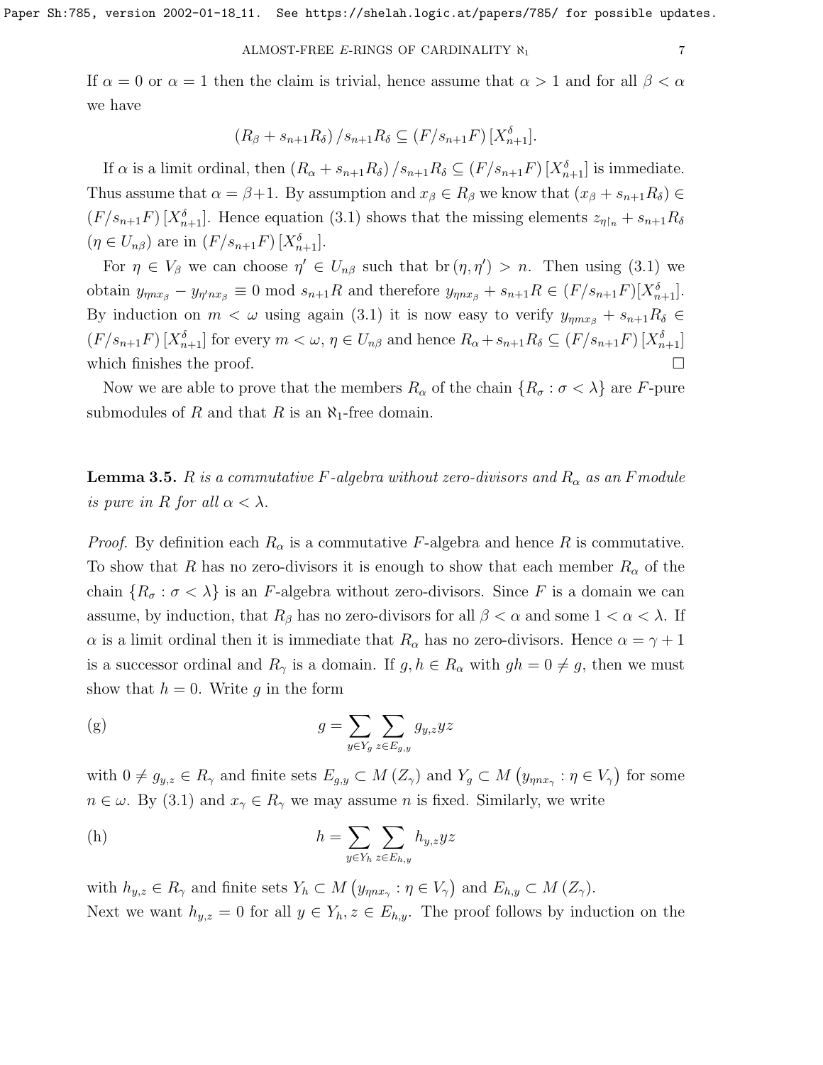If $\alpha = 0$ or $\alpha = 1$ then the claim is trivial, hence assume that $\alpha > 1$ and for all $\beta < \alpha$ we have

$$(R_\beta + s_{n+1}R_\delta)/s_{n+1}R_\delta \subseteq (F/s_{n+1}F)[X^\delta_{n+1}].$$

If $\alpha$ is a limit ordinal, then $(R_\alpha + s_{n+1}R_\delta)/s_{n+1}R_\delta \subseteq (F/s_{n+1}F)[X^\delta_{n+1}]$ is immediate. Thus assume that $\alpha = \beta+1$. By assumption and $x_\beta \in R_\beta$ we know that $(x_\beta + s_{n+1}R_\delta) \in (F/s_{n+1}F)[X^\delta_{n+1}]$. Hence equation (3.1) shows that the missing elements $z_{\eta\restriction_n} + s_{n+1}R_\delta$ ($\eta \in U_{n\beta}$) are in $(F/s_{n+1}F)[X^\delta_{n+1}]$.

For $\eta \in V_\beta$ we can choose $\eta' \in U_{n\beta}$ such that $\operatorname{br}(\eta, \eta') > n$. Then using (3.1) we obtain $y_{\eta n x_\beta} - y_{\eta' n x_\beta} \equiv 0 \bmod s_{n+1}R$ and therefore $y_{\eta n x_\beta} + s_{n+1}R \in (F/s_{n+1}F)[X^\delta_{n+1}]$. By induction on $m < \omega$ using again (3.1) it is now easy to verify $y_{\eta m x_\beta} + s_{n+1}R_\delta \in (F/s_{n+1}F)[X^\delta_{n+1}]$ for every $m < \omega$, $\eta \in U_{n\beta}$ and hence $R_\alpha + s_{n+1}R_\delta \subseteq (F/s_{n+1}F)[X^\delta_{n+1}]$ which finishes the proof. $\square$

Now we are able to prove that the members $R_\alpha$ of the chain $\{R_\sigma : \sigma < \lambda\}$ are $F$-pure submodules of $R$ and that $R$ is an $\aleph_1$-free domain.

**Lemma 3.5.** *$R$ is a commutative $F$-algebra without zero-divisors and $R_\alpha$ as an $F$module is pure in $R$ for all $\alpha < \lambda$.*

*Proof.* By definition each $R_\alpha$ is a commutative $F$-algebra and hence $R$ is commutative. To show that $R$ has no zero-divisors it is enough to show that each member $R_\alpha$ of the chain $\{R_\sigma : \sigma < \lambda\}$ is an $F$-algebra without zero-divisors. Since $F$ is a domain we can assume, by induction, that $R_\beta$ has no zero-divisors for all $\beta < \alpha$ and some $1 < \alpha < \lambda$. If $\alpha$ is a limit ordinal then it is immediate that $R_\alpha$ has no zero-divisors. Hence $\alpha = \gamma + 1$ is a successor ordinal and $R_\gamma$ is a domain. If $g, h \in R_\alpha$ with $gh = 0 \neq g$, then we must show that $h = 0$. Write $g$ in the form

$$g = \sum_{y \in Y_g} \sum_{z \in E_{g,y}} g_{y,z} yz \tag{g}$$

with $0 \neq g_{y,z} \in R_\gamma$ and finite sets $E_{g,y} \subset M(Z_\gamma)$ and $Y_g \subset M(y_{\eta n x_\gamma} : \eta \in V_\gamma)$ for some $n \in \omega$. By (3.1) and $x_\gamma \in R_\gamma$ we may assume $n$ is fixed. Similarly, we write

$$h = \sum_{y \in Y_h} \sum_{z \in E_{h,y}} h_{y,z} yz \tag{h}$$

with $h_{y,z} \in R_\gamma$ and finite sets $Y_h \subset M(y_{\eta n x_\gamma} : \eta \in V_\gamma)$ and $E_{h,y} \subset M(Z_\gamma)$.

Next we want $h_{y,z} = 0$ for all $y \in Y_h, z \in E_{h,y}$. The proof follows by induction on the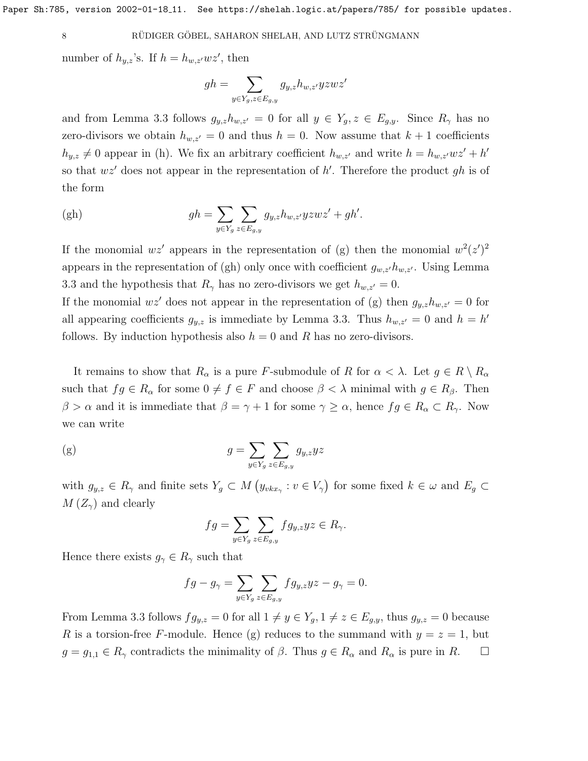number of $h_{y,z}$'s. If $h = h_{w,z'}wz'$, then

$$gh = \sum_{y \in Y_g, z \in E_{g,y}} g_{y,z} h_{w,z'} yzwz'$$

and from Lemma 3.3 follows $g_{y,z}h_{w,z'} = 0$ for all $y \in Y_g, z \in E_{g,y}$. Since $R_\gamma$ has no zero-divisors we obtain $h_{w,z'} = 0$ and thus $h = 0$. Now assume that $k+1$ coefficients $h_{y,z} \neq 0$ appear in (h). We fix an arbitrary coefficient $h_{w,z'}$ and write $h = h_{w,z'}wz' + h'$ so that $wz'$ does not appear in the representation of $h'$. Therefore the product $gh$ is of the form

$$\text{(gh)} \qquad gh = \sum_{y \in Y_g} \sum_{z \in E_{g,y}} g_{y,z} h_{w,z'} yzwz' + gh'.$$

If the monomial $wz'$ appears in the representation of (g) then the monomial $w^2(z')^2$ appears in the representation of (gh) only once with coefficient $g_{w,z'}h_{w,z'}$. Using Lemma 3.3 and the hypothesis that $R_\gamma$ has no zero-divisors we get $h_{w,z'} = 0$.
If the monomial $wz'$ does not appear in the representation of (g) then $g_{y,z}h_{w,z'} = 0$ for all appearing coefficients $g_{y,z}$ is immediate by Lemma 3.3. Thus $h_{w,z'} = 0$ and $h = h'$ follows. By induction hypothesis also $h = 0$ and $R$ has no zero-divisors.

It remains to show that $R_\alpha$ is a pure $F$-submodule of $R$ for $\alpha < \lambda$. Let $g \in R \setminus R_\alpha$ such that $fg \in R_\alpha$ for some $0 \neq f \in F$ and choose $\beta < \lambda$ minimal with $g \in R_\beta$. Then $\beta > \alpha$ and it is immediate that $\beta = \gamma + 1$ for some $\gamma \geq \alpha$, hence $fg \in R_\alpha \subset R_\gamma$. Now we can write

$$\text{(g)} \qquad g = \sum_{y \in Y_g} \sum_{z \in E_{g,y}} g_{y,z} yz$$

with $g_{y,z} \in R_\gamma$ and finite sets $Y_g \subset M\left(y_{vkx_\gamma} : v \in V_\gamma\right)$ for some fixed $k \in \omega$ and $E_g \subset M\left(Z_\gamma\right)$ and clearly

$$fg = \sum_{y \in Y_g} \sum_{z \in E_{g,y}} fg_{y,z} yz \in R_\gamma.$$

Hence there exists $g_\gamma \in R_\gamma$ such that

$$fg - g_\gamma = \sum_{y \in Y_g} \sum_{z \in E_{g,y}} fg_{y,z} yz - g_\gamma = 0.$$

From Lemma 3.3 follows $fg_{y,z} = 0$ for all $1 \neq y \in Y_g, 1 \neq z \in E_{g,y}$, thus $g_{y,z} = 0$ because $R$ is a torsion-free $F$-module. Hence (g) reduces to the summand with $y = z = 1$, but $g = g_{1,1} \in R_\gamma$ contradicts the minimality of $\beta$. Thus $g \in R_\alpha$ and $R_\alpha$ is pure in $R$. $\square$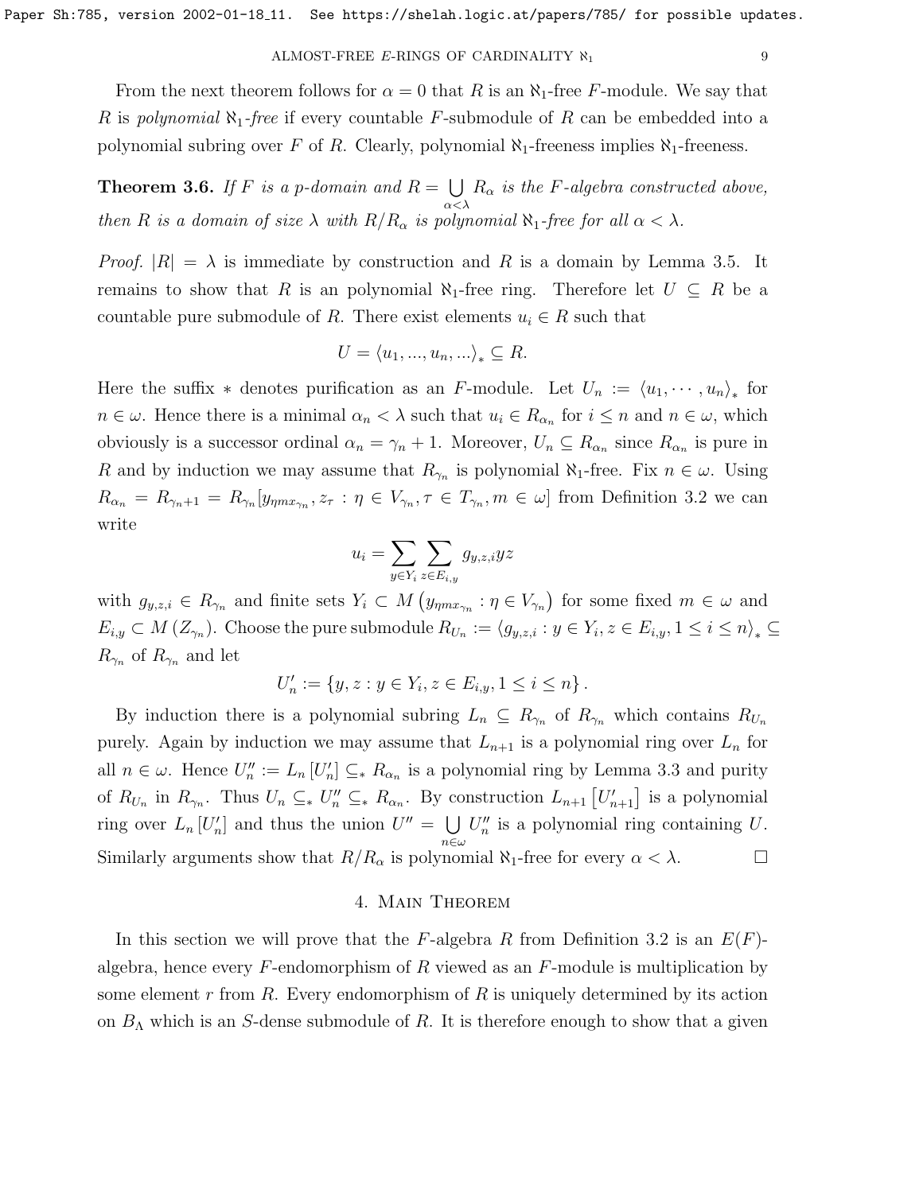From the next theorem follows for $\alpha = 0$ that $R$ is an $\aleph_1$-free $F$-module. We say that $R$ is *polynomial* $\aleph_1$*-free* if every countable $F$-submodule of $R$ can be embedded into a polynomial subring over $F$ of $R$. Clearly, polynomial $\aleph_1$-freeness implies $\aleph_1$-freeness.

**Theorem 3.6.** *If $F$ is a $p$-domain and $R = \bigcup_{\alpha<\lambda} R_\alpha$ is the $F$-algebra constructed above, then $R$ is a domain of size $\lambda$ with $R/R_\alpha$ is polynomial $\aleph_1$-free for all $\alpha < \lambda$.*

*Proof.* $|R| = \lambda$ is immediate by construction and $R$ is a domain by Lemma 3.5. It remains to show that $R$ is an polynomial $\aleph_1$-free ring. Therefore let $U \subseteq R$ be a countable pure submodule of $R$. There exist elements $u_i \in R$ such that

$$U = \langle u_1, ..., u_n, ...\rangle_* \subseteq R.$$

Here the suffix $*$ denotes purification as an $F$-module. Let $U_n := \langle u_1, \cdots, u_n\rangle_*$ for $n \in \omega$. Hence there is a minimal $\alpha_n < \lambda$ such that $u_i \in R_{\alpha_n}$ for $i \leq n$ and $n \in \omega$, which obviously is a successor ordinal $\alpha_n = \gamma_n + 1$. Moreover, $U_n \subseteq R_{\alpha_n}$ since $R_{\alpha_n}$ is pure in $R$ and by induction we may assume that $R_{\gamma_n}$ is polynomial $\aleph_1$-free. Fix $n \in \omega$. Using $R_{\alpha_n} = R_{\gamma_n+1} = R_{\gamma_n}[y_{\eta m x_{\gamma_n}}, z_\tau : \eta \in V_{\gamma_n}, \tau \in T_{\gamma_n}, m \in \omega]$ from Definition 3.2 we can write

$$u_i = \sum_{y\in Y_i} \sum_{z\in E_{i,y}} g_{y,z,i} yz$$

with $g_{y,z,i} \in R_{\gamma_n}$ and finite sets $Y_i \subset M\left(y_{\eta m x_{\gamma_n}} : \eta \in V_{\gamma_n}\right)$ for some fixed $m \in \omega$ and $E_{i,y} \subset M\left(Z_{\gamma_n}\right)$. Choose the pure submodule $R_{U_n} := \langle g_{y,z,i} : y \in Y_i, z \in E_{i,y}, 1 \leq i \leq n\rangle_* \subseteq R_{\gamma_n}$ of $R_{\gamma_n}$ and let

$$U'_n := \{y, z : y \in Y_i, z \in E_{i,y}, 1 \leq i \leq n\}.$$

By induction there is a polynomial subring $L_n \subseteq R_{\gamma_n}$ of $R_{\gamma_n}$ which contains $R_{U_n}$ purely. Again by induction we may assume that $L_{n+1}$ is a polynomial ring over $L_n$ for all $n \in \omega$. Hence $U''_n := L_n[U'_n] \subseteq_* R_{\alpha_n}$ is a polynomial ring by Lemma 3.3 and purity of $R_{U_n}$ in $R_{\gamma_n}$. Thus $U_n \subseteq_* U''_n \subseteq_* R_{\alpha_n}$. By construction $L_{n+1}\left[U'_{n+1}\right]$ is a polynomial ring over $L_n[U'_n]$ and thus the union $U'' = \bigcup_{n\in\omega} U''_n$ is a polynomial ring containing $U$. Similarly arguments show that $R/R_\alpha$ is polynomial $\aleph_1$-free for every $\alpha < \lambda$. □

## 4. Main Theorem

In this section we will prove that the $F$-algebra $R$ from Definition 3.2 is an $E(F)$-algebra, hence every $F$-endomorphism of $R$ viewed as an $F$-module is multiplication by some element $r$ from $R$. Every endomorphism of $R$ is uniquely determined by its action on $B_\Lambda$ which is an $S$-dense submodule of $R$. It is therefore enough to show that a given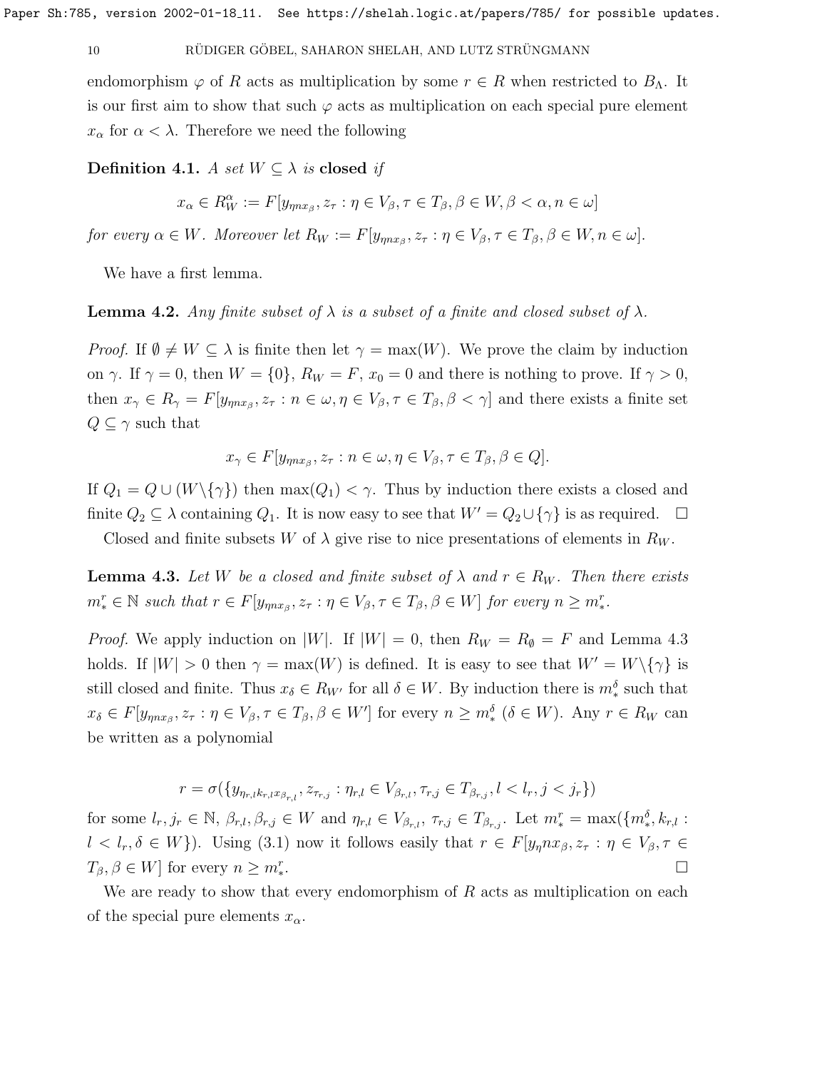endomorphism $\varphi$ of $R$ acts as multiplication by some $r \in R$ when restricted to $B_\Lambda$. It is our first aim to show that such $\varphi$ acts as multiplication on each special pure element $x_\alpha$ for $\alpha < \lambda$. Therefore we need the following

**Definition 4.1.** *A set $W \subseteq \lambda$ is* **closed** *if*

$$x_\alpha \in R_W^\alpha := F[y_{\eta n x_\beta}, z_\tau : \eta \in V_\beta, \tau \in T_\beta, \beta \in W, \beta < \alpha, n \in \omega]$$

*for every $\alpha \in W$. Moreover let $R_W := F[y_{\eta n x_\beta}, z_\tau : \eta \in V_\beta, \tau \in T_\beta, \beta \in W, n \in \omega]$.*

We have a first lemma.

**Lemma 4.2.** *Any finite subset of $\lambda$ is a subset of a finite and closed subset of $\lambda$.*

*Proof.* If $\emptyset \neq W \subseteq \lambda$ is finite then let $\gamma = \max(W)$. We prove the claim by induction on $\gamma$. If $\gamma = 0$, then $W = \{0\}$, $R_W = F$, $x_0 = 0$ and there is nothing to prove. If $\gamma > 0$, then $x_\gamma \in R_\gamma = F[y_{\eta n x_\beta}, z_\tau : n \in \omega, \eta \in V_\beta, \tau \in T_\beta, \beta < \gamma]$ and there exists a finite set $Q \subseteq \gamma$ such that

$$x_\gamma \in F[y_{\eta n x_\beta}, z_\tau : n \in \omega, \eta \in V_\beta, \tau \in T_\beta, \beta \in Q].$$

If $Q_1 = Q \cup (W \backslash \{\gamma\})$ then $\max(Q_1) < \gamma$. Thus by induction there exists a closed and finite $Q_2 \subseteq \lambda$ containing $Q_1$. It is now easy to see that $W' = Q_2 \cup \{\gamma\}$ is as required. $\square$

Closed and finite subsets $W$ of $\lambda$ give rise to nice presentations of elements in $R_W$.

**Lemma 4.3.** *Let $W$ be a closed and finite subset of $\lambda$ and $r \in R_W$. Then there exists $m_*^r \in \mathbb{N}$ such that $r \in F[y_{\eta n x_\beta}, z_\tau : \eta \in V_\beta, \tau \in T_\beta, \beta \in W]$ for every $n \geq m_*^r$.*

*Proof.* We apply induction on $|W|$. If $|W| = 0$, then $R_W = R_\emptyset = F$ and Lemma 4.3 holds. If $|W| > 0$ then $\gamma = \max(W)$ is defined. It is easy to see that $W' = W \backslash \{\gamma\}$ is still closed and finite. Thus $x_\delta \in R_{W'}$ for all $\delta \in W$. By induction there is $m_*^\delta$ such that $x_\delta \in F[y_{\eta n x_\beta}, z_\tau : \eta \in V_\beta, \tau \in T_\beta, \beta \in W']$ for every $n \geq m_*^\delta$ $(\delta \in W)$. Any $r \in R_W$ can be written as a polynomial

$$r = \sigma(\{y_{\eta_{r,l} k_{r,l} x_{\beta_{r,l}}}, z_{\tau_{r,j}} : \eta_{r,l} \in V_{\beta_{r,l}}, \tau_{r,j} \in T_{\beta_{r,j}}, l < l_r, j < j_r\})$$

for some $l_r, j_r \in \mathbb{N}$, $\beta_{r,l}, \beta_{r,j} \in W$ and $\eta_{r,l} \in V_{\beta_{r,l}}$, $\tau_{r,j} \in T_{\beta_{r,j}}$. Let $m_*^r = \max(\{m_*^\delta, k_{r,l} : l < l_r, \delta \in W\})$. Using (3.1) now it follows easily that $r \in F[y_\eta n x_\beta, z_\tau : \eta \in V_\beta, \tau \in T_\beta, \beta \in W]$ for every $n \geq m_*^r$. $\square$

We are ready to show that every endomorphism of $R$ acts as multiplication on each of the special pure elements $x_\alpha$.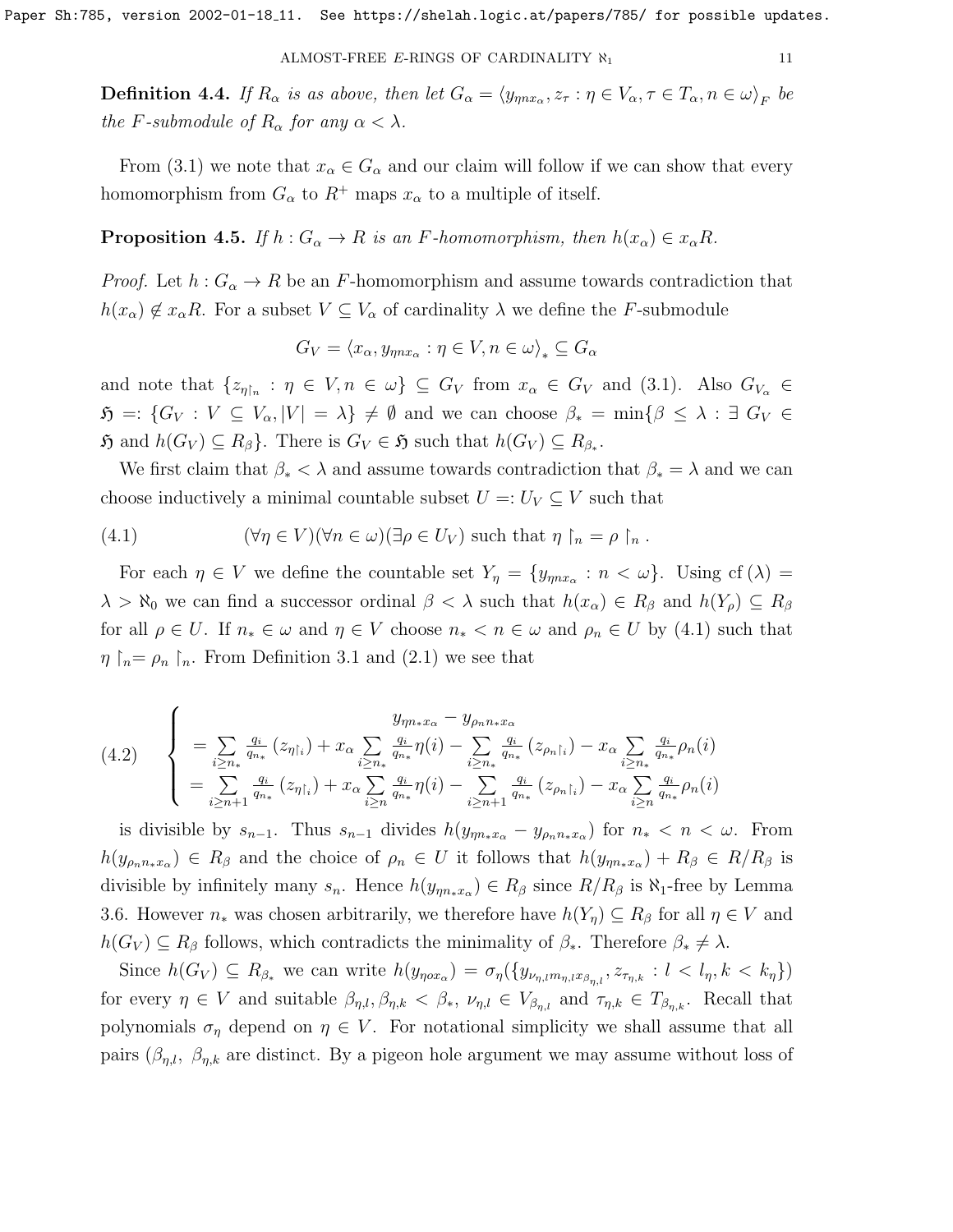**Definition 4.4.** *If $R_\alpha$ is as above, then let $G_\alpha = \langle y_{\eta n x_\alpha}, z_\tau : \eta \in V_\alpha, \tau \in T_\alpha, n \in \omega \rangle_F$ be the $F$-submodule of $R_\alpha$ for any $\alpha < \lambda$.*

From (3.1) we note that $x_\alpha \in G_\alpha$ and our claim will follow if we can show that every homomorphism from $G_\alpha$ to $R^+$ maps $x_\alpha$ to a multiple of itself.

**Proposition 4.5.** *If $h : G_\alpha \to R$ is an $F$-homomorphism, then $h(x_\alpha) \in x_\alpha R$.*

*Proof.* Let $h : G_\alpha \to R$ be an $F$-homomorphism and assume towards contradiction that $h(x_\alpha) \notin x_\alpha R$. For a subset $V \subseteq V_\alpha$ of cardinality $\lambda$ we define the $F$-submodule

$$G_V = \langle x_\alpha, y_{\eta n x_\alpha} : \eta \in V, n \in \omega \rangle_* \subseteq G_\alpha$$

and note that $\{z_{\eta \restriction_n} : \eta \in V, n \in \omega\} \subseteq G_V$ from $x_\alpha \in G_V$ and (3.1). Also $G_{V_\alpha} \in \mathfrak{H} =: \{G_V : V \subseteq V_\alpha, |V| = \lambda\} \neq \emptyset$ and we can choose $\beta_* = \min\{\beta \leq \lambda : \exists\, G_V \in \mathfrak{H}$ and $h(G_V) \subseteq R_\beta\}$. There is $G_V \in \mathfrak{H}$ such that $h(G_V) \subseteq R_{\beta_*}$.

We first claim that $\beta_* < \lambda$ and assume towards contradiction that $\beta_* = \lambda$ and we can choose inductively a minimal countable subset $U =: U_V \subseteq V$ such that

$$(\forall \eta \in V)(\forall n \in \omega)(\exists \rho \in U_V) \text{ such that } \eta \restriction_n = \rho \restriction_n . \tag{4.1}$$

For each $\eta \in V$ we define the countable set $Y_\eta = \{y_{\eta n x_\alpha} : n < \omega\}$. Using $\mathrm{cf}(\lambda) = \lambda > \aleph_0$ we can find a successor ordinal $\beta < \lambda$ such that $h(x_\alpha) \in R_\beta$ and $h(Y_\rho) \subseteq R_\beta$ for all $\rho \in U$. If $n_* \in \omega$ and $\eta \in V$ choose $n_* < n \in \omega$ and $\rho_n \in U$ by (4.1) such that $\eta \restriction_n = \rho_n \restriction_n$. From Definition 3.1 and (2.1) we see that

$$\tag{4.2} \left\{ \begin{array}{c} y_{\eta n_* x_\alpha} - y_{\rho_n n_* x_\alpha} \\ = \sum\limits_{i \geq n_*} \frac{q_i}{q_{n_*}} (z_{\eta \restriction_i}) + x_\alpha \sum\limits_{i \geq n_*} \frac{q_i}{q_{n_*}} \eta(i) - \sum\limits_{i \geq n_*} \frac{q_i}{q_{n_*}} (z_{\rho_n \restriction_i}) - x_\alpha \sum\limits_{i \geq n_*} \frac{q_i}{q_{n_*}} \rho_n(i) \\ = \sum\limits_{i \geq n+1} \frac{q_i}{q_{n_*}} (z_{\eta \restriction_i}) + x_\alpha \sum\limits_{i \geq n} \frac{q_i}{q_{n_*}} \eta(i) - \sum\limits_{i \geq n+1} \frac{q_i}{q_{n_*}} (z_{\rho_n \restriction_i}) - x_\alpha \sum\limits_{i \geq n} \frac{q_i}{q_{n_*}} \rho_n(i) \end{array} \right.$$

is divisible by $s_{n-1}$. Thus $s_{n-1}$ divides $h(y_{\eta n_* x_\alpha} - y_{\rho_n n_* x_\alpha})$ for $n_* < n < \omega$. From $h(y_{\rho_n n_* x_\alpha}) \in R_\beta$ and the choice of $\rho_n \in U$ it follows that $h(y_{\eta n_* x_\alpha}) + R_\beta \in R/R_\beta$ is divisible by infinitely many $s_n$. Hence $h(y_{\eta n_* x_\alpha}) \in R_\beta$ since $R/R_\beta$ is $\aleph_1$-free by Lemma 3.6. However $n_*$ was chosen arbitrarily, we therefore have $h(Y_\eta) \subseteq R_\beta$ for all $\eta \in V$ and $h(G_V) \subseteq R_\beta$ follows, which contradicts the minimality of $\beta_*$. Therefore $\beta_* \neq \lambda$.

Since $h(G_V) \subseteq R_{\beta_*}$ we can write $h(y_{\eta o x_\alpha}) = \sigma_\eta(\{y_{\nu_{\eta,l} m_{\eta,l} x_{\beta_{\eta,l}}}, z_{\tau_{\eta,k}} : l < l_\eta, k < k_\eta\})$ for every $\eta \in V$ and suitable $\beta_{\eta,l}, \beta_{\eta,k} < \beta_*$, $\nu_{\eta,l} \in V_{\beta_{\eta,l}}$ and $\tau_{\eta,k} \in T_{\beta_{\eta,k}}$. Recall that polynomials $\sigma_\eta$ depend on $\eta \in V$. For notational simplicity we shall assume that all pairs $(\beta_{\eta,l},\ \beta_{\eta,k}$ are distinct. By a pigeon hole argument we may assume without loss of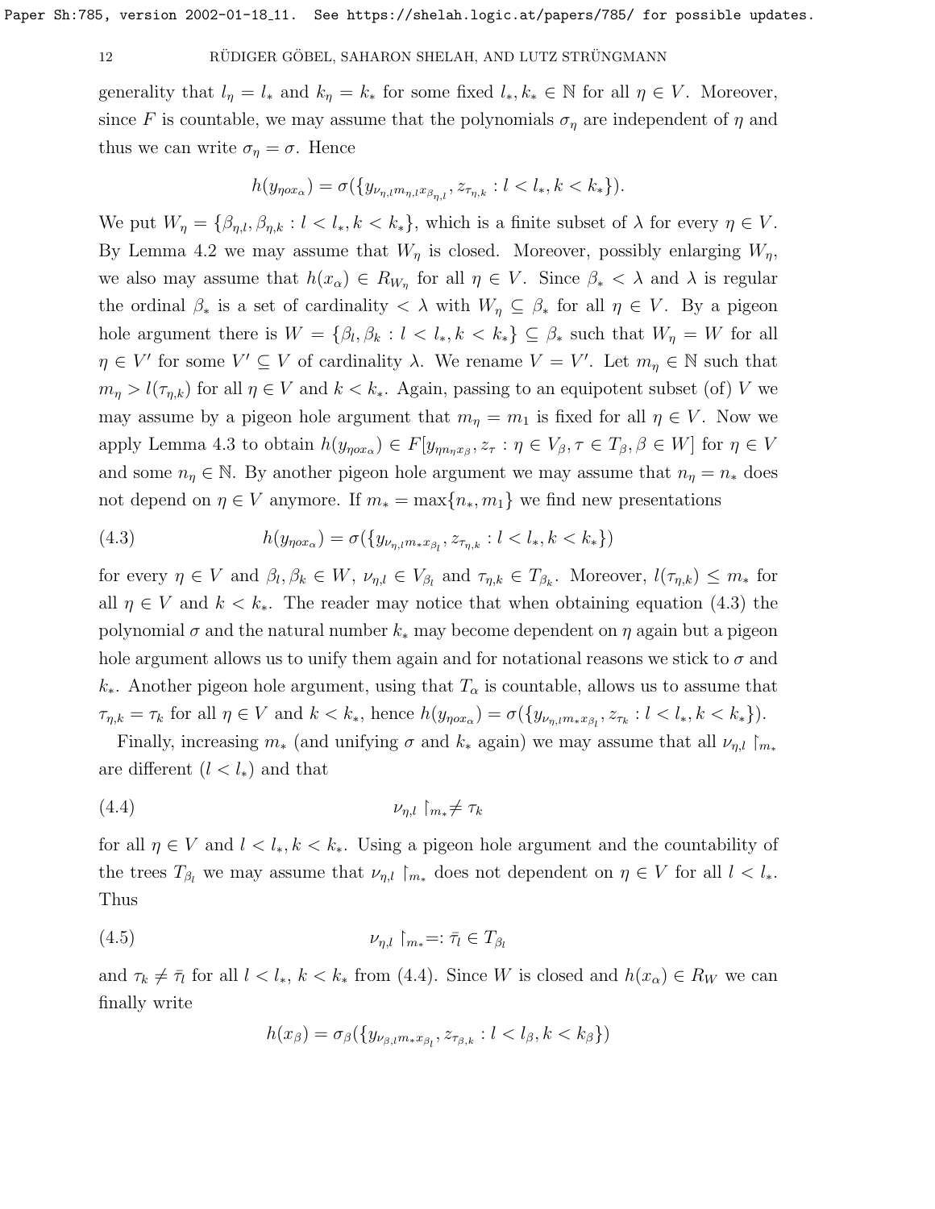generality that $l_\eta = l_*$ and $k_\eta = k_*$ for some fixed $l_*, k_* \in \mathbb{N}$ for all $\eta \in V$. Moreover, since $F$ is countable, we may assume that the polynomials $\sigma_\eta$ are independent of $\eta$ and thus we can write $\sigma_\eta = \sigma$. Hence

$$h(y_{\eta o x_\alpha}) = \sigma(\{y_{\nu_{\eta,l} m_{\eta,l} x_{\beta_{\eta,l}}}, z_{\tau_{\eta,k}} : l < l_*, k < k_*\}).$$

We put $W_\eta = \{\beta_{\eta,l}, \beta_{\eta,k} : l < l_*, k < k_*\}$, which is a finite subset of $\lambda$ for every $\eta \in V$. By Lemma 4.2 we may assume that $W_\eta$ is closed. Moreover, possibly enlarging $W_\eta$, we also may assume that $h(x_\alpha) \in R_{W_\eta}$ for all $\eta \in V$. Since $\beta_* < \lambda$ and $\lambda$ is regular the ordinal $\beta_*$ is a set of cardinality $< \lambda$ with $W_\eta \subseteq \beta_*$ for all $\eta \in V$. By a pigeon hole argument there is $W = \{\beta_l, \beta_k : l < l_*, k < k_*\} \subseteq \beta_*$ such that $W_\eta = W$ for all $\eta \in V'$ for some $V' \subseteq V$ of cardinality $\lambda$. We rename $V = V'$. Let $m_\eta \in \mathbb{N}$ such that $m_\eta > l(\tau_{\eta,k})$ for all $\eta \in V$ and $k < k_*$. Again, passing to an equipotent subset (of) $V$ we may assume by a pigeon hole argument that $m_\eta = m_1$ is fixed for all $\eta \in V$. Now we apply Lemma 4.3 to obtain $h(y_{\eta o x_\alpha}) \in F[y_{\eta n_\eta x_\beta}, z_\tau : \eta \in V_\beta, \tau \in T_\beta, \beta \in W]$ for $\eta \in V$ and some $n_\eta \in \mathbb{N}$. By another pigeon hole argument we may assume that $n_\eta = n_*$ does not depend on $\eta \in V$ anymore. If $m_* = \max\{n_*, m_1\}$ we find new presentations

$$h(y_{\eta o x_\alpha}) = \sigma(\{y_{\nu_{\eta,l} m_* x_{\beta_l}}, z_{\tau_{\eta,k}} : l < l_*, k < k_*\}) \tag{4.3}$$

for every $\eta \in V$ and $\beta_l, \beta_k \in W$, $\nu_{\eta,l} \in V_{\beta_l}$ and $\tau_{\eta,k} \in T_{\beta_k}$. Moreover, $l(\tau_{\eta,k}) \leq m_*$ for all $\eta \in V$ and $k < k_*$. The reader may notice that when obtaining equation (4.3) the polynomial $\sigma$ and the natural number $k_*$ may become dependent on $\eta$ again but a pigeon hole argument allows us to unify them again and for notational reasons we stick to $\sigma$ and $k_*$. Another pigeon hole argument, using that $T_\alpha$ is countable, allows us to assume that $\tau_{\eta,k} = \tau_k$ for all $\eta \in V$ and $k < k_*$, hence $h(y_{\eta o x_\alpha}) = \sigma(\{y_{\nu_{\eta,l} m_* x_{\beta_l}}, z_{\tau_k} : l < l_*, k < k_*\})$.

Finally, increasing $m_*$ (and unifying $\sigma$ and $k_*$ again) we may assume that all $\nu_{\eta,l} \restriction_{m_*}$ are different ($l < l_*$) and that

$$\nu_{\eta,l} \restriction_{m_*} \neq \tau_k \tag{4.4}$$

for all $\eta \in V$ and $l < l_*, k < k_*$. Using a pigeon hole argument and the countability of the trees $T_{\beta_l}$ we may assume that $\nu_{\eta,l} \restriction_{m_*}$ does not dependent on $\eta \in V$ for all $l < l_*$. Thus

$$\nu_{\eta,l} \restriction_{m_*} =: \bar{\tau}_l \in T_{\beta_l} \tag{4.5}$$

and $\tau_k \neq \bar{\tau}_l$ for all $l < l_*$, $k < k_*$ from (4.4). Since $W$ is closed and $h(x_\alpha) \in R_W$ we can finally write

$$h(x_\beta) = \sigma_\beta(\{y_{\nu_{\beta,l} m_* x_{\beta_l}}, z_{\tau_{\beta,k}} : l < l_\beta, k < k_\beta\})$$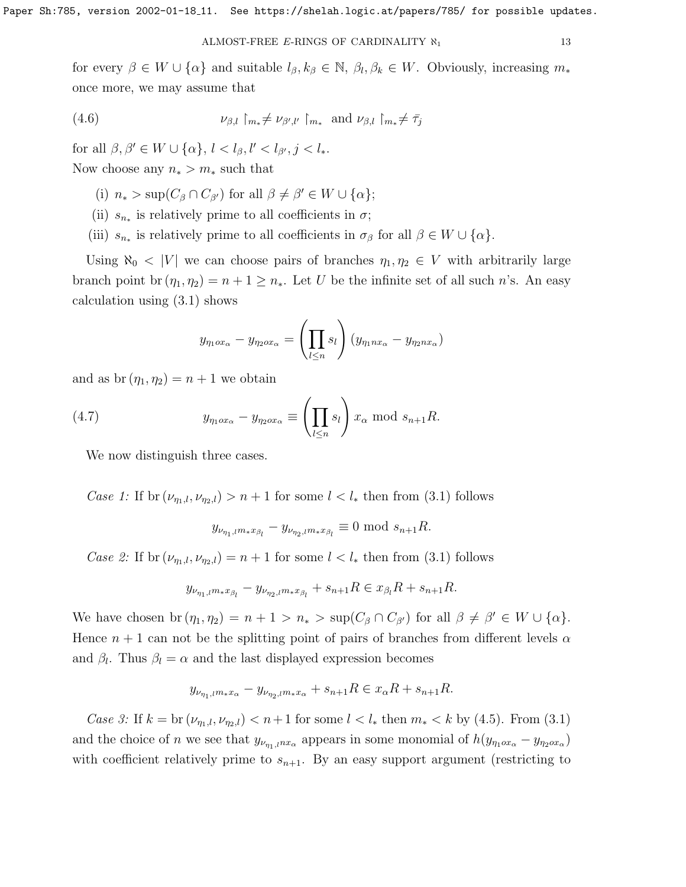for every $\beta \in W \cup \{\alpha\}$ and suitable $l_\beta, k_\beta \in \mathbb{N}$, $\beta_l, \beta_k \in W$. Obviously, increasing $m_*$ once more, we may assume that

$$\nu_{\beta,l} \restriction_{m_*} \neq \nu_{\beta',l'} \restriction_{m_*} \text{ and } \nu_{\beta,l} \restriction_{m_*} \neq \bar{\tau}_j \tag{4.6}$$

for all $\beta, \beta' \in W \cup \{\alpha\}$, $l < l_\beta, l' < l_{\beta'}, j < l_*$.

Now choose any $n_* > m_*$ such that

(i) $n_* > \sup(C_\beta \cap C_{\beta'})$ for all $\beta \neq \beta' \in W \cup \{\alpha\}$;

(ii) $s_{n_*}$ is relatively prime to all coefficients in $\sigma$;

(iii) $s_{n_*}$ is relatively prime to all coefficients in $\sigma_\beta$ for all $\beta \in W \cup \{\alpha\}$.

Using $\aleph_0 < |V|$ we can choose pairs of branches $\eta_1, \eta_2 \in V$ with arbitrarily large branch point $\operatorname{br}(\eta_1, \eta_2) = n + 1 \geq n_*$. Let $U$ be the infinite set of all such $n$'s. An easy calculation using (3.1) shows

$$y_{\eta_1 o x_\alpha} - y_{\eta_2 o x_\alpha} = \left(\prod_{l \leq n} s_l\right) (y_{\eta_1 n x_\alpha} - y_{\eta_2 n x_\alpha})$$

and as $\operatorname{br}(\eta_1, \eta_2) = n + 1$ we obtain

$$y_{\eta_1 o x_\alpha} - y_{\eta_2 o x_\alpha} \equiv \left(\prod_{l \leq n} s_l\right) x_\alpha \bmod s_{n+1} R. \tag{4.7}$$

We now distinguish three cases.

*Case 1:* If $\operatorname{br}(\nu_{\eta_1,l}, \nu_{\eta_2,l}) > n + 1$ for some $l < l_*$ then from (3.1) follows

$$y_{\nu_{\eta_1,l} m_* x_{\beta_l}} - y_{\nu_{\eta_2,l} m_* x_{\beta_l}} \equiv 0 \bmod s_{n+1} R.$$

*Case 2:* If $\operatorname{br}(\nu_{\eta_1,l}, \nu_{\eta_2,l}) = n + 1$ for some $l < l_*$ then from (3.1) follows

$$y_{\nu_{\eta_1,l} m_* x_{\beta_l}} - y_{\nu_{\eta_2,l} m_* x_{\beta_l}} + s_{n+1} R \in x_{\beta_l} R + s_{n+1} R.$$

We have chosen $\operatorname{br}(\eta_1, \eta_2) = n + 1 > n_* > \sup(C_\beta \cap C_{\beta'})$ for all $\beta \neq \beta' \in W \cup \{\alpha\}$. Hence $n + 1$ can not be the splitting point of pairs of branches from different levels $\alpha$ and $\beta_l$. Thus $\beta_l = \alpha$ and the last displayed expression becomes

$$y_{\nu_{\eta_1,l} m_* x_\alpha} - y_{\nu_{\eta_2,l} m_* x_\alpha} + s_{n+1} R \in x_\alpha R + s_{n+1} R.$$

*Case 3:* If $k = \operatorname{br}(\nu_{\eta_1,l}, \nu_{\eta_2,l}) < n+1$ for some $l < l_*$ then $m_* < k$ by (4.5). From (3.1) and the choice of $n$ we see that $y_{\nu_{\eta_1,l} n x_\alpha}$ appears in some monomial of $h(y_{\eta_1 o x_\alpha} - y_{\eta_2 o x_\alpha})$ with coefficient relatively prime to $s_{n+1}$. By an easy support argument (restricting to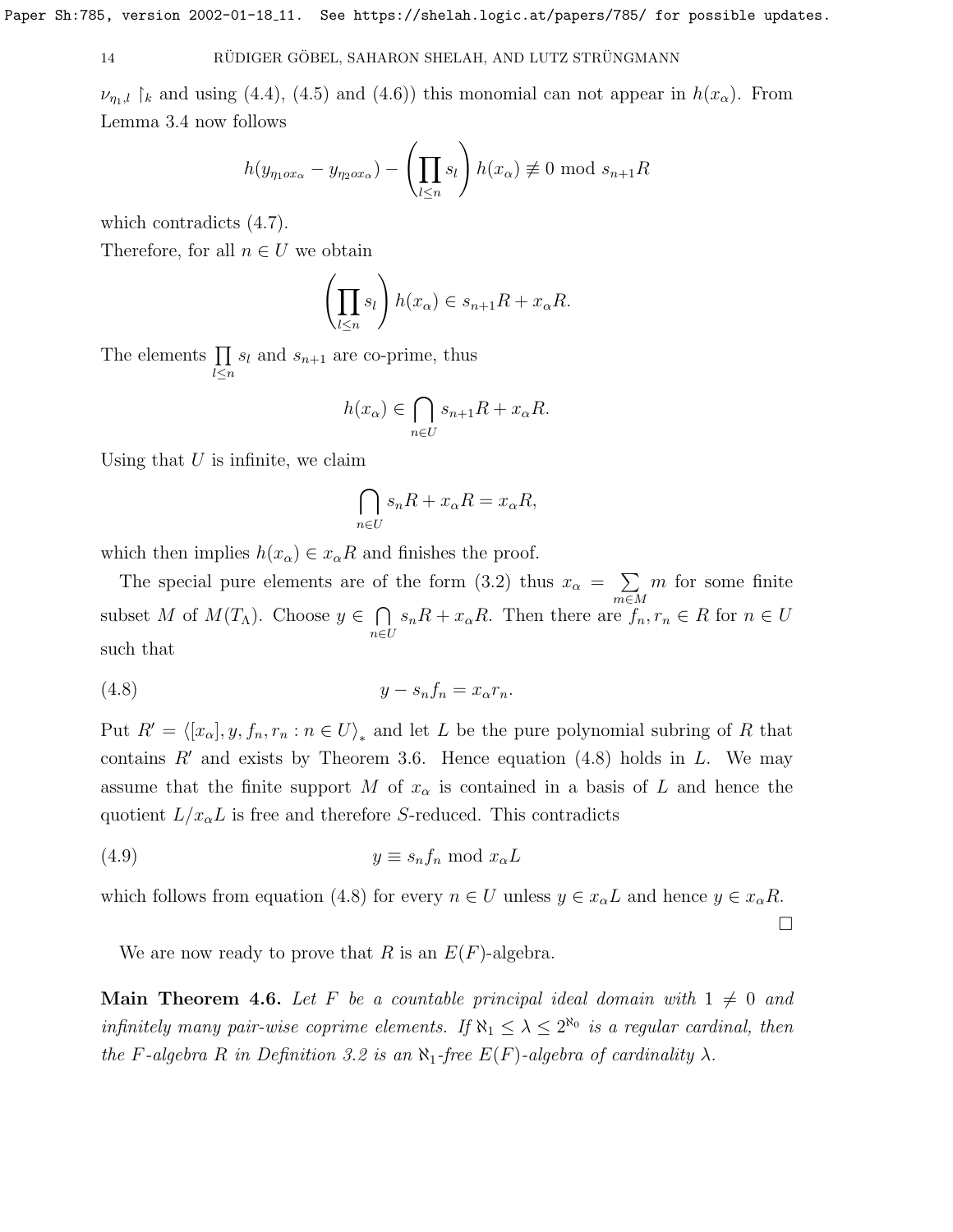$\nu_{\eta_1,l}\restriction_k$ and using (4.4), (4.5) and (4.6)) this monomial can not appear in $h(x_\alpha)$. From Lemma 3.4 now follows

$$h(y_{\eta_1 o x_\alpha} - y_{\eta_2 o x_\alpha}) - \left(\prod_{l\leq n} s_l\right) h(x_\alpha) \not\equiv 0 \bmod s_{n+1}R$$

which contradicts (4.7).

Therefore, for all $n \in U$ we obtain

$$\left(\prod_{l\leq n} s_l\right) h(x_\alpha) \in s_{n+1}R + x_\alpha R.$$

The elements $\prod_{l\leq n} s_l$ and $s_{n+1}$ are co-prime, thus

$$h(x_\alpha) \in \bigcap_{n\in U} s_{n+1}R + x_\alpha R.$$

Using that $U$ is infinite, we claim

$$\bigcap_{n\in U} s_n R + x_\alpha R = x_\alpha R,$$

which then implies $h(x_\alpha) \in x_\alpha R$ and finishes the proof.

The special pure elements are of the form (3.2) thus $x_\alpha = \sum_{m\in M} m$ for some finite subset $M$ of $M(T_\Lambda)$. Choose $y \in \bigcap_{n\in U} s_n R + x_\alpha R$. Then there are $f_n, r_n \in R$ for $n \in U$ such that

$$y - s_n f_n = x_\alpha r_n. \tag{4.8}$$

Put $R' = \langle [x_\alpha], y, f_n, r_n : n \in U\rangle_*$ and let $L$ be the pure polynomial subring of $R$ that contains $R'$ and exists by Theorem 3.6. Hence equation (4.8) holds in $L$. We may assume that the finite support $M$ of $x_\alpha$ is contained in a basis of $L$ and hence the quotient $L/x_\alpha L$ is free and therefore $S$-reduced. This contradicts

$$y \equiv s_n f_n \bmod x_\alpha L \tag{4.9}$$

which follows from equation (4.8) for every $n \in U$ unless $y \in x_\alpha L$ and hence $y \in x_\alpha R$.

□

We are now ready to prove that $R$ is an $E(F)$-algebra.

**Main Theorem 4.6.** *Let $F$ be a countable principal ideal domain with $1 \neq 0$ and infinitely many pair-wise coprime elements. If $\aleph_1 \leq \lambda \leq 2^{\aleph_0}$ is a regular cardinal, then the $F$-algebra $R$ in Definition 3.2 is an $\aleph_1$-free $E(F)$-algebra of cardinality $\lambda$.*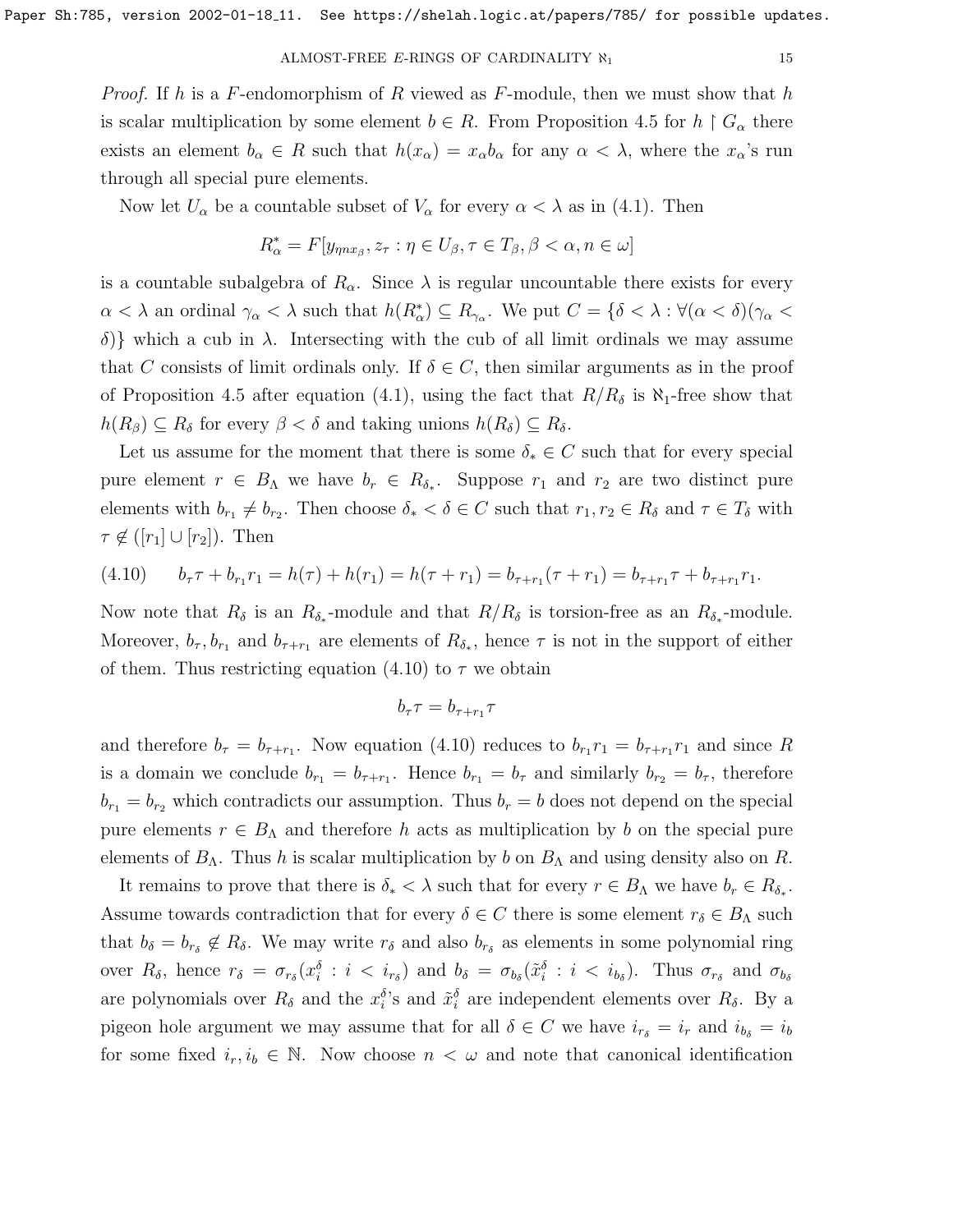*Proof.* If $h$ is a $F$-endomorphism of $R$ viewed as $F$-module, then we must show that $h$ is scalar multiplication by some element $b \in R$. From Proposition 4.5 for $h \restriction G_\alpha$ there exists an element $b_\alpha \in R$ such that $h(x_\alpha) = x_\alpha b_\alpha$ for any $\alpha < \lambda$, where the $x_\alpha$'s run through all special pure elements.

Now let $U_\alpha$ be a countable subset of $V_\alpha$ for every $\alpha < \lambda$ as in (4.1). Then

$$R^*_\alpha = F[y_{\eta n x_\beta}, z_\tau : \eta \in U_\beta, \tau \in T_\beta, \beta < \alpha, n \in \omega]$$

is a countable subalgebra of $R_\alpha$. Since $\lambda$ is regular uncountable there exists for every $\alpha < \lambda$ an ordinal $\gamma_\alpha < \lambda$ such that $h(R^*_\alpha) \subseteq R_{\gamma_\alpha}$. We put $C = \{\delta < \lambda : \forall(\alpha < \delta)(\gamma_\alpha < \delta)\}$ which a cub in $\lambda$. Intersecting with the cub of all limit ordinals we may assume that $C$ consists of limit ordinals only. If $\delta \in C$, then similar arguments as in the proof of Proposition 4.5 after equation (4.1), using the fact that $R/R_\delta$ is $\aleph_1$-free show that $h(R_\beta) \subseteq R_\delta$ for every $\beta < \delta$ and taking unions $h(R_\delta) \subseteq R_\delta$.

Let us assume for the moment that there is some $\delta_* \in C$ such that for every special pure element $r \in B_\Lambda$ we have $b_r \in R_{\delta_*}$. Suppose $r_1$ and $r_2$ are two distinct pure elements with $b_{r_1} \neq b_{r_2}$. Then choose $\delta_* < \delta \in C$ such that $r_1, r_2 \in R_\delta$ and $\tau \in T_\delta$ with $\tau \notin ([r_1] \cup [r_2])$. Then

$$b_\tau \tau + b_{r_1} r_1 = h(\tau) + h(r_1) = h(\tau + r_1) = b_{\tau + r_1}(\tau + r_1) = b_{\tau+r_1}\tau + b_{\tau+r_1} r_1. \tag{4.10}$$

Now note that $R_\delta$ is an $R_{\delta_*}$-module and that $R/R_\delta$ is torsion-free as an $R_{\delta_*}$-module. Moreover, $b_\tau, b_{r_1}$ and $b_{\tau+r_1}$ are elements of $R_{\delta_*}$, hence $\tau$ is not in the support of either of them. Thus restricting equation (4.10) to $\tau$ we obtain

$$b_\tau \tau = b_{\tau+r_1} \tau$$

and therefore $b_\tau = b_{\tau+r_1}$. Now equation (4.10) reduces to $b_{r_1} r_1 = b_{\tau+r_1} r_1$ and since $R$ is a domain we conclude $b_{r_1} = b_{\tau+r_1}$. Hence $b_{r_1} = b_\tau$ and similarly $b_{r_2} = b_\tau$, therefore $b_{r_1} = b_{r_2}$ which contradicts our assumption. Thus $b_r = b$ does not depend on the special pure elements $r \in B_\Lambda$ and therefore $h$ acts as multiplication by $b$ on the special pure elements of $B_\Lambda$. Thus $h$ is scalar multiplication by $b$ on $B_\Lambda$ and using density also on $R$.

It remains to prove that there is $\delta_* < \lambda$ such that for every $r \in B_\Lambda$ we have $b_r \in R_{\delta_*}$. Assume towards contradiction that for every $\delta \in C$ there is some element $r_\delta \in B_\Lambda$ such that $b_\delta = b_{r_\delta} \notin R_\delta$. We may write $r_\delta$ and also $b_{r_\delta}$ as elements in some polynomial ring over $R_\delta$, hence $r_\delta = \sigma_{r_\delta}(x^\delta_i : i < i_{r_\delta})$ and $b_\delta = \sigma_{b_\delta}(\tilde{x}^\delta_i : i < i_{b_\delta})$. Thus $\sigma_{r_\delta}$ and $\sigma_{b_\delta}$ are polynomials over $R_\delta$ and the $x^\delta_i$'s and $\tilde{x}^\delta_i$ are independent elements over $R_\delta$. By a pigeon hole argument we may assume that for all $\delta \in C$ we have $i_{r_\delta} = i_r$ and $i_{b_\delta} = i_b$ for some fixed $i_r, i_b \in \mathbb{N}$. Now choose $n < \omega$ and note that canonical identification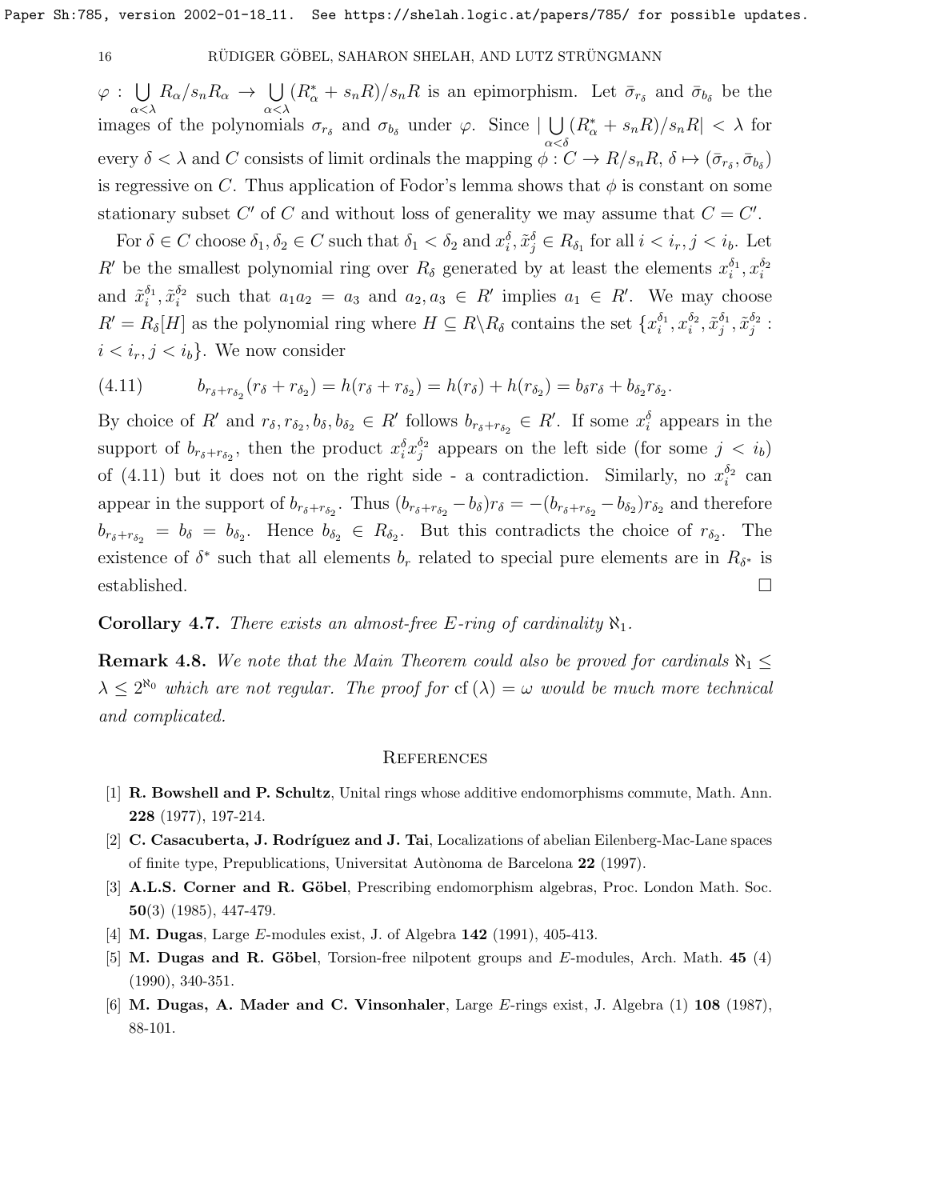$\varphi : \bigcup_{\alpha<\lambda} R_\alpha/s_nR_\alpha \to \bigcup_{\alpha<\lambda}(R^*_\alpha + s_nR)/s_nR$ is an epimorphism. Let $\bar{\sigma}_{r_\delta}$ and $\bar{\sigma}_{b_\delta}$ be the images of the polynomials $\sigma_{r_\delta}$ and $\sigma_{b_\delta}$ under $\varphi$. Since $|\bigcup_{\alpha<\delta}(R^*_\alpha + s_nR)/s_nR| < \lambda$ for every $\delta < \lambda$ and $C$ consists of limit ordinals the mapping $\phi : C \to R/s_nR$, $\delta \mapsto (\bar{\sigma}_{r_\delta}, \bar{\sigma}_{b_\delta})$ is regressive on $C$. Thus application of Fodor's lemma shows that $\phi$ is constant on some stationary subset $C'$ of $C$ and without loss of generality we may assume that $C = C'$.

For $\delta \in C$ choose $\delta_1, \delta_2 \in C$ such that $\delta_1 < \delta_2$ and $x^\delta_i, \tilde{x}^\delta_j \in R_{\delta_1}$ for all $i < i_r, j < i_b$. Let $R'$ be the smallest polynomial ring over $R_\delta$ generated by at least the elements $x^{\delta_1}_i, x^{\delta_2}_i$ and $\tilde{x}^{\delta_1}_i, \tilde{x}^{\delta_2}_i$ such that $a_1a_2 = a_3$ and $a_2, a_3 \in R'$ implies $a_1 \in R'$. We may choose $R' = R_\delta[H]$ as the polynomial ring where $H \subseteq R\backslash R_\delta$ contains the set $\{x^{\delta_1}_i, x^{\delta_2}_i, \tilde{x}^{\delta_1}_j, \tilde{x}^{\delta_2}_j : i < i_r, j < i_b\}$. We now consider

$$b_{r_\delta + r_{\delta_2}}(r_\delta + r_{\delta_2}) = h(r_\delta + r_{\delta_2}) = h(r_\delta) + h(r_{\delta_2}) = b_\delta r_\delta + b_{\delta_2} r_{\delta_2}. \tag{4.11}$$

By choice of $R'$ and $r_\delta, r_{\delta_2}, b_\delta, b_{\delta_2} \in R'$ follows $b_{r_\delta + r_{\delta_2}} \in R'$. If some $x^\delta_i$ appears in the support of $b_{r_\delta + r_{\delta_2}}$, then the product $x^\delta_i x^{\delta_2}_j$ appears on the left side (for some $j < i_b$) of (4.11) but it does not on the right side - a contradiction. Similarly, no $x^{\delta_2}_i$ can appear in the support of $b_{r_\delta + r_{\delta_2}}$. Thus $(b_{r_\delta + r_{\delta_2}} - b_\delta) r_\delta = -(b_{r_\delta + r_{\delta_2}} - b_{\delta_2}) r_{\delta_2}$ and therefore $b_{r_\delta + r_{\delta_2}} = b_\delta = b_{\delta_2}$. Hence $b_{\delta_2} \in R_{\delta_2}$. But this contradicts the choice of $r_{\delta_2}$. The existence of $\delta^*$ such that all elements $b_r$ related to special pure elements are in $R_{\delta^*}$ is established. $\square$

**Corollary 4.7.** *There exists an almost-free $E$-ring of cardinality $\aleph_1$.*

**Remark 4.8.** *We note that the Main Theorem could also be proved for cardinals $\aleph_1 \leq \lambda \leq 2^{\aleph_0}$ which are not regular. The proof for $\operatorname{cf}(\lambda) = \omega$ would be much more technical and complicated.*

## References

[1] **R. Bowshell and P. Schultz**, Unital rings whose additive endomorphisms commute, Math. Ann. **228** (1977), 197-214.

[2] **C. Casacuberta, J. Rodríguez and J. Tai**, Localizations of abelian Eilenberg-Mac-Lane spaces of finite type, Prepublications, Universitat Autònoma de Barcelona **22** (1997).

[3] **A.L.S. Corner and R. Göbel**, Prescribing endomorphism algebras, Proc. London Math. Soc. **50**(3) (1985), 447-479.

[4] **M. Dugas**, Large $E$-modules exist, J. of Algebra **142** (1991), 405-413.

[5] **M. Dugas and R. Göbel**, Torsion-free nilpotent groups and $E$-modules, Arch. Math. **45** (4) (1990), 340-351.

[6] **M. Dugas, A. Mader and C. Vinsonhaler**, Large $E$-rings exist, J. Algebra (1) **108** (1987), 88-101.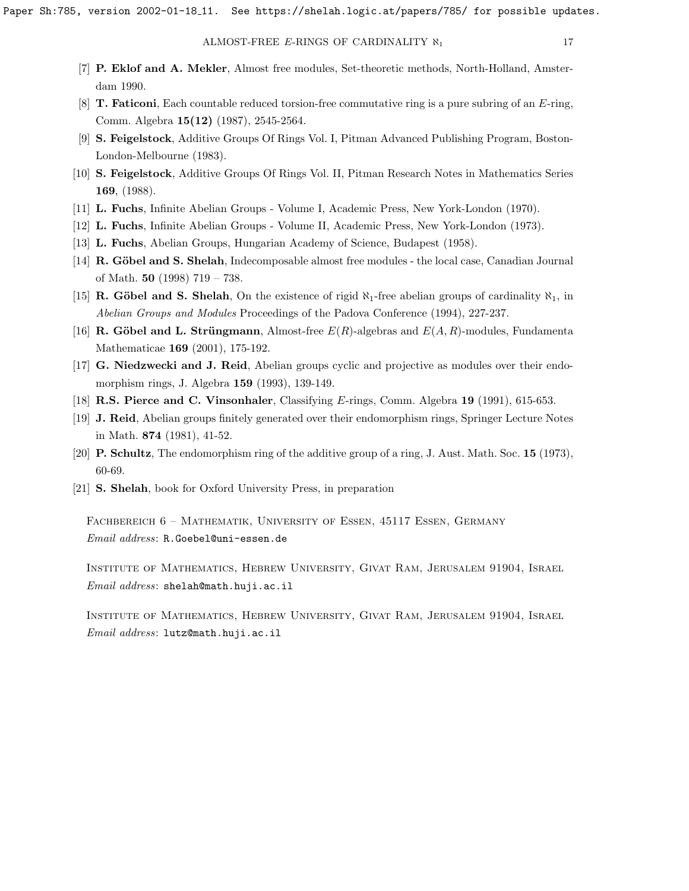[7] **P. Eklof and A. Mekler**, Almost free modules, Set-theoretic methods, North-Holland, Amsterdam 1990.

[8] **T. Faticoni**, Each countable reduced torsion-free commutative ring is a pure subring of an $E$-ring, Comm. Algebra **15(12)** (1987), 2545-2564.

[9] **S. Feigelstock**, Additive Groups Of Rings Vol. I, Pitman Advanced Publishing Program, Boston-London-Melbourne (1983).

[10] **S. Feigelstock**, Additive Groups Of Rings Vol. II, Pitman Research Notes in Mathematics Series **169**, (1988).

[11] **L. Fuchs**, Infinite Abelian Groups - Volume I, Academic Press, New York-London (1970).

[12] **L. Fuchs**, Infinite Abelian Groups - Volume II, Academic Press, New York-London (1973).

[13] **L. Fuchs**, Abelian Groups, Hungarian Academy of Science, Budapest (1958).

[14] **R. Göbel and S. Shelah**, Indecomposable almost free modules - the local case, Canadian Journal of Math. **50** (1998) 719 – 738.

[15] **R. Göbel and S. Shelah**, On the existence of rigid $\aleph_1$-free abelian groups of cardinality $\aleph_1$, in *Abelian Groups and Modules* Proceedings of the Padova Conference (1994), 227-237.

[16] **R. Göbel and L. Strüngmann**, Almost-free $E(R)$-algebras and $E(A, R)$-modules, Fundamenta Mathematicae **169** (2001), 175-192.

[17] **G. Niedzwecki and J. Reid**, Abelian groups cyclic and projective as modules over their endomorphism rings, J. Algebra **159** (1993), 139-149.

[18] **R.S. Pierce and C. Vinsonhaler**, Classifying $E$-rings, Comm. Algebra **19** (1991), 615-653.

[19] **J. Reid**, Abelian groups finitely generated over their endomorphism rings, Springer Lecture Notes in Math. **874** (1981), 41-52.

[20] **P. Schultz**, The endomorphism ring of the additive group of a ring, J. Aust. Math. Soc. **15** (1973), 60-69.

[21] **S. Shelah**, book for Oxford University Press, in preparation

Fachbereich 6 – Mathematik, University of Essen, 45117 Essen, Germany
*Email address*: R.Goebel@uni-essen.de

Institute of Mathematics, Hebrew University, Givat Ram, Jerusalem 91904, Israel
*Email address*: shelah@math.huji.ac.il

Institute of Mathematics, Hebrew University, Givat Ram, Jerusalem 91904, Israel
*Email address*: lutz@math.huji.ac.il